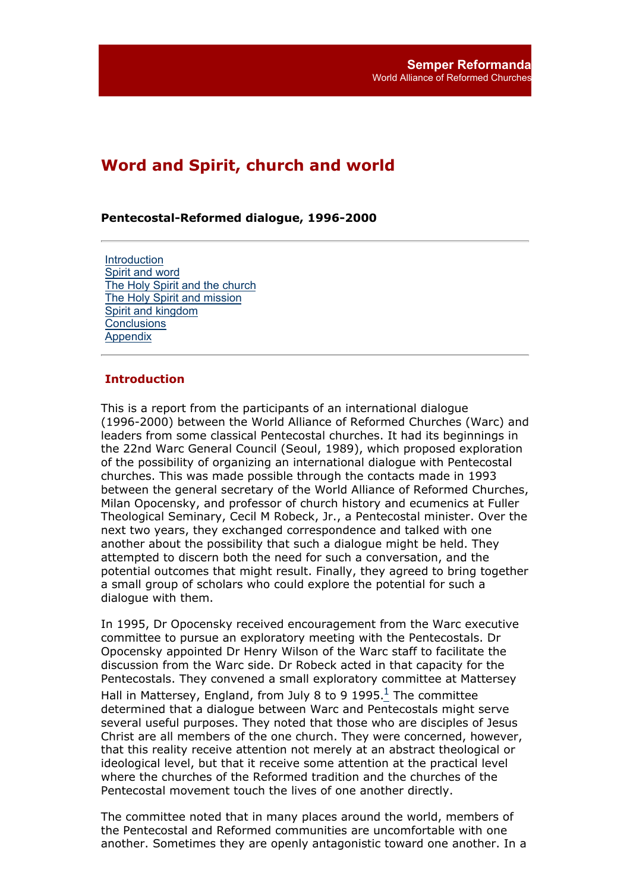**Semper Reformanda**
World Alliance of Reformed Churches

# Word and Spirit, church and world

**Pentecostal-Reformed dialogue, 1996-2000**

---

- Introduction
- Spirit and word
- The Holy Spirit and the church
- The Holy Spirit and mission
- Spirit and kingdom
- Conclusions
- Appendix

---

## Introduction

This is a report from the participants of an international dialogue (1996-2000) between the World Alliance of Reformed Churches (Warc) and leaders from some classical Pentecostal churches. It had its beginnings in the 22nd Warc General Council (Seoul, 1989), which proposed exploration of the possibility of organizing an international dialogue with Pentecostal churches. This was made possible through the contacts made in 1993 between the general secretary of the World Alliance of Reformed Churches, Milan Opocensky, and professor of church history and ecumenics at Fuller Theological Seminary, Cecil M Robeck, Jr., a Pentecostal minister. Over the next two years, they exchanged correspondence and talked with one another about the possibility that such a dialogue might be held. They attempted to discern both the need for such a conversation, and the potential outcomes that might result. Finally, they agreed to bring together a small group of scholars who could explore the potential for such a dialogue with them.

In 1995, Dr Opocensky received encouragement from the Warc executive committee to pursue an exploratory meeting with the Pentecostals. Dr Opocensky appointed Dr Henry Wilson of the Warc staff to facilitate the discussion from the Warc side. Dr Robeck acted in that capacity for the Pentecostals. They convened a small exploratory committee at Mattersey Hall in Mattersey, England, from July 8 to 9 1995.[1] The committee determined that a dialogue between Warc and Pentecostals might serve several useful purposes. They noted that those who are disciples of Jesus Christ are all members of the one church. They were concerned, however, that this reality receive attention not merely at an abstract theological or ideological level, but that it receive some attention at the practical level where the churches of the Reformed tradition and the churches of the Pentecostal movement touch the lives of one another directly.

The committee noted that in many places around the world, members of the Pentecostal and Reformed communities are uncomfortable with one another. Sometimes they are openly antagonistic toward one another. In a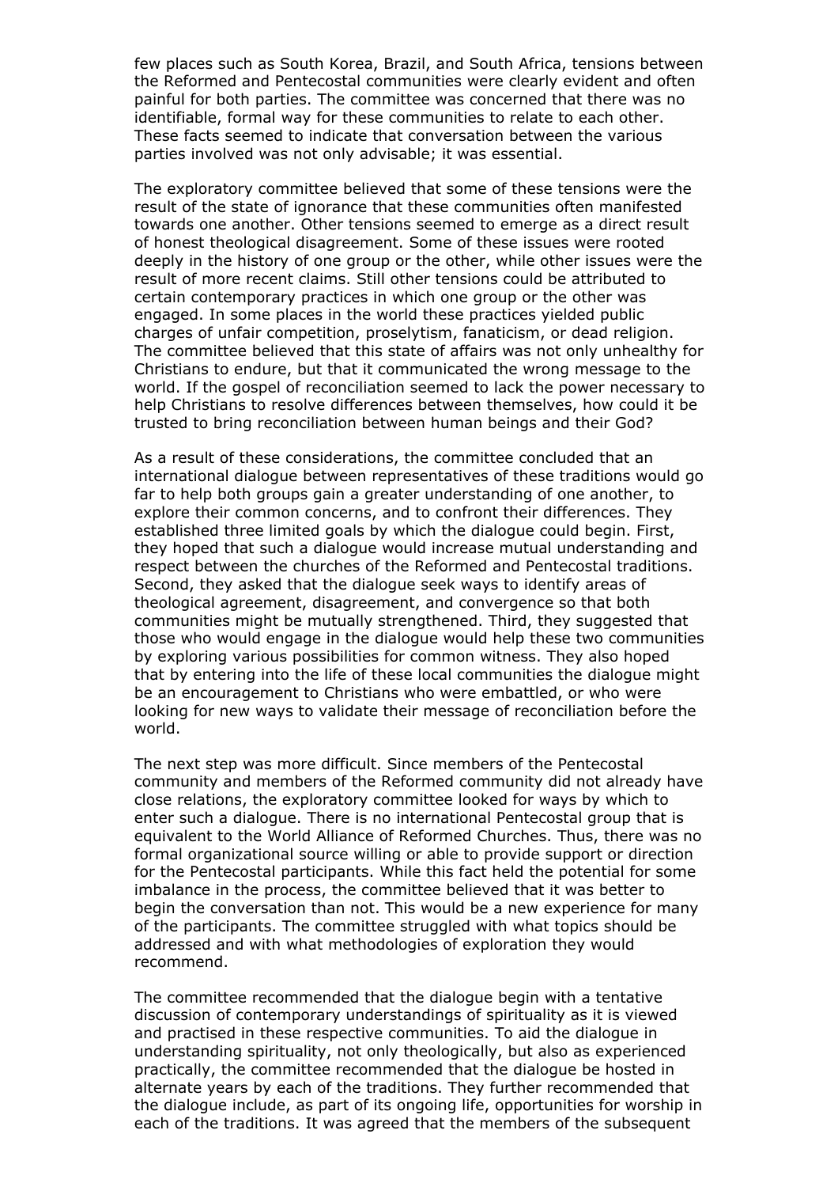few places such as South Korea, Brazil, and South Africa, tensions between the Reformed and Pentecostal communities were clearly evident and often painful for both parties. The committee was concerned that there was no identifiable, formal way for these communities to relate to each other. These facts seemed to indicate that conversation between the various parties involved was not only advisable; it was essential.

The exploratory committee believed that some of these tensions were the result of the state of ignorance that these communities often manifested towards one another. Other tensions seemed to emerge as a direct result of honest theological disagreement. Some of these issues were rooted deeply in the history of one group or the other, while other issues were the result of more recent claims. Still other tensions could be attributed to certain contemporary practices in which one group or the other was engaged. In some places in the world these practices yielded public charges of unfair competition, proselytism, fanaticism, or dead religion. The committee believed that this state of affairs was not only unhealthy for Christians to endure, but that it communicated the wrong message to the world. If the gospel of reconciliation seemed to lack the power necessary to help Christians to resolve differences between themselves, how could it be trusted to bring reconciliation between human beings and their God?

As a result of these considerations, the committee concluded that an international dialogue between representatives of these traditions would go far to help both groups gain a greater understanding of one another, to explore their common concerns, and to confront their differences. They established three limited goals by which the dialogue could begin. First, they hoped that such a dialogue would increase mutual understanding and respect between the churches of the Reformed and Pentecostal traditions. Second, they asked that the dialogue seek ways to identify areas of theological agreement, disagreement, and convergence so that both communities might be mutually strengthened. Third, they suggested that those who would engage in the dialogue would help these two communities by exploring various possibilities for common witness. They also hoped that by entering into the life of these local communities the dialogue might be an encouragement to Christians who were embattled, or who were looking for new ways to validate their message of reconciliation before the world.

The next step was more difficult. Since members of the Pentecostal community and members of the Reformed community did not already have close relations, the exploratory committee looked for ways by which to enter such a dialogue. There is no international Pentecostal group that is equivalent to the World Alliance of Reformed Churches. Thus, there was no formal organizational source willing or able to provide support or direction for the Pentecostal participants. While this fact held the potential for some imbalance in the process, the committee believed that it was better to begin the conversation than not. This would be a new experience for many of the participants. The committee struggled with what topics should be addressed and with what methodologies of exploration they would recommend.

The committee recommended that the dialogue begin with a tentative discussion of contemporary understandings of spirituality as it is viewed and practised in these respective communities. To aid the dialogue in understanding spirituality, not only theologically, but also as experienced practically, the committee recommended that the dialogue be hosted in alternate years by each of the traditions. They further recommended that the dialogue include, as part of its ongoing life, opportunities for worship in each of the traditions. It was agreed that the members of the subsequent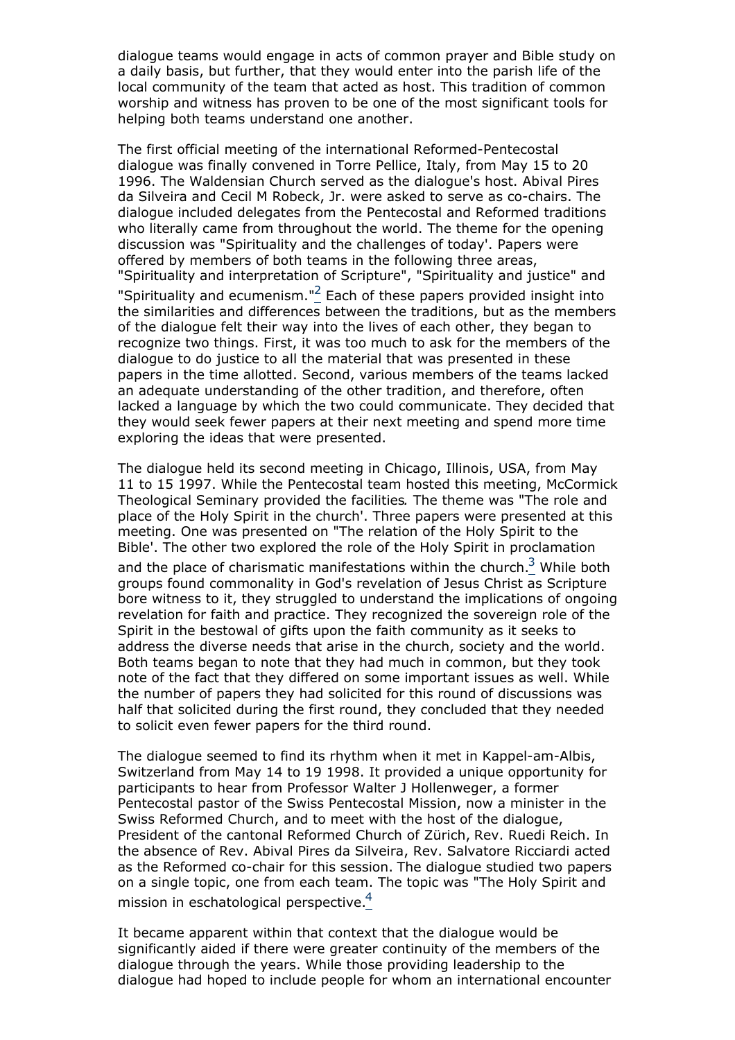dialogue teams would engage in acts of common prayer and Bible study on a daily basis, but further, that they would enter into the parish life of the local community of the team that acted as host. This tradition of common worship and witness has proven to be one of the most significant tools for helping both teams understand one another.

The first official meeting of the international Reformed-Pentecostal dialogue was finally convened in Torre Pellice, Italy, from May 15 to 20 1996. The Waldensian Church served as the dialogue's host. Abival Pires da Silveira and Cecil M Robeck, Jr. were asked to serve as co-chairs. The dialogue included delegates from the Pentecostal and Reformed traditions who literally came from throughout the world. The theme for the opening discussion was "Spirituality and the challenges of today'. Papers were offered by members of both teams in the following three areas, "Spirituality and interpretation of Scripture", "Spirituality and justice" and "Spirituality and ecumenism."[2] Each of these papers provided insight into the similarities and differences between the traditions, but as the members of the dialogue felt their way into the lives of each other, they began to recognize two things. First, it was too much to ask for the members of the dialogue to do justice to all the material that was presented in these papers in the time allotted. Second, various members of the teams lacked an adequate understanding of the other tradition, and therefore, often lacked a language by which the two could communicate. They decided that they would seek fewer papers at their next meeting and spend more time exploring the ideas that were presented.

The dialogue held its second meeting in Chicago, Illinois, USA, from May 11 to 15 1997. While the Pentecostal team hosted this meeting, McCormick Theological Seminary provided the facilities. The theme was "The role and place of the Holy Spirit in the church'. Three papers were presented at this meeting. One was presented on "The relation of the Holy Spirit to the Bible'. The other two explored the role of the Holy Spirit in proclamation and the place of charismatic manifestations within the church.[3] While both groups found commonality in God's revelation of Jesus Christ as Scripture bore witness to it, they struggled to understand the implications of ongoing revelation for faith and practice. They recognized the sovereign role of the Spirit in the bestowal of gifts upon the faith community as it seeks to address the diverse needs that arise in the church, society and the world. Both teams began to note that they had much in common, but they took note of the fact that they differed on some important issues as well. While the number of papers they had solicited for this round of discussions was half that solicited during the first round, they concluded that they needed to solicit even fewer papers for the third round.

The dialogue seemed to find its rhythm when it met in Kappel-am-Albis, Switzerland from May 14 to 19 1998. It provided a unique opportunity for participants to hear from Professor Walter J Hollenweger, a former Pentecostal pastor of the Swiss Pentecostal Mission, now a minister in the Swiss Reformed Church, and to meet with the host of the dialogue, President of the cantonal Reformed Church of Zürich, Rev. Ruedi Reich. In the absence of Rev. Abival Pires da Silveira, Rev. Salvatore Ricciardi acted as the Reformed co-chair for this session. The dialogue studied two papers on a single topic, one from each team. The topic was "The Holy Spirit and mission in eschatological perspective.[4]

It became apparent within that context that the dialogue would be significantly aided if there were greater continuity of the members of the dialogue through the years. While those providing leadership to the dialogue had hoped to include people for whom an international encounter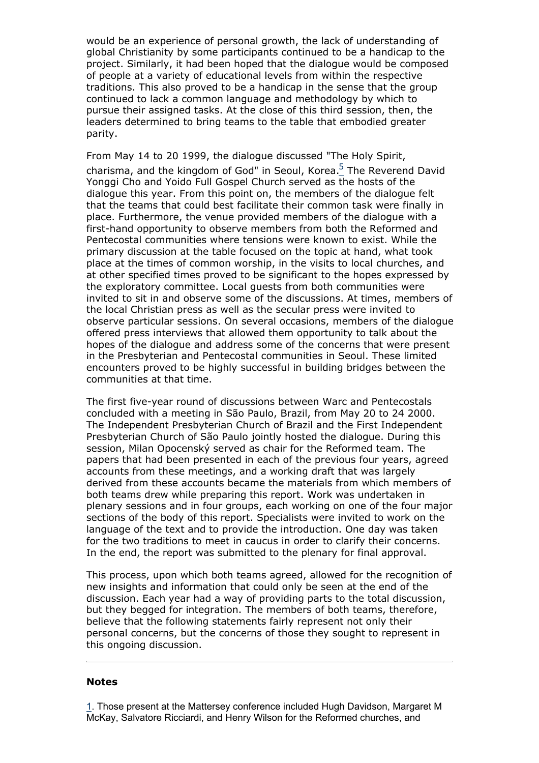would be an experience of personal growth, the lack of understanding of global Christianity by some participants continued to be a handicap to the project. Similarly, it had been hoped that the dialogue would be composed of people at a variety of educational levels from within the respective traditions. This also proved to be a handicap in the sense that the group continued to lack a common language and methodology by which to pursue their assigned tasks. At the close of this third session, then, the leaders determined to bring teams to the table that embodied greater parity.

From May 14 to 20 1999, the dialogue discussed "The Holy Spirit, charisma, and the kingdom of God" in Seoul, Korea.[5] The Reverend David Yonggi Cho and Yoido Full Gospel Church served as the hosts of the dialogue this year. From this point on, the members of the dialogue felt that the teams that could best facilitate their common task were finally in place. Furthermore, the venue provided members of the dialogue with a first-hand opportunity to observe members from both the Reformed and Pentecostal communities where tensions were known to exist. While the primary discussion at the table focused on the topic at hand, what took place at the times of common worship, in the visits to local churches, and at other specified times proved to be significant to the hopes expressed by the exploratory committee. Local guests from both communities were invited to sit in and observe some of the discussions. At times, members of the local Christian press as well as the secular press were invited to observe particular sessions. On several occasions, members of the dialogue offered press interviews that allowed them opportunity to talk about the hopes of the dialogue and address some of the concerns that were present in the Presbyterian and Pentecostal communities in Seoul. These limited encounters proved to be highly successful in building bridges between the communities at that time.

The first five-year round of discussions between Warc and Pentecostals concluded with a meeting in São Paulo, Brazil, from May 20 to 24 2000. The Independent Presbyterian Church of Brazil and the First Independent Presbyterian Church of São Paulo jointly hosted the dialogue. During this session, Milan Opocenský served as chair for the Reformed team. The papers that had been presented in each of the previous four years, agreed accounts from these meetings, and a working draft that was largely derived from these accounts became the materials from which members of both teams drew while preparing this report. Work was undertaken in plenary sessions and in four groups, each working on one of the four major sections of the body of this report. Specialists were invited to work on the language of the text and to provide the introduction. One day was taken for the two traditions to meet in caucus in order to clarify their concerns. In the end, the report was submitted to the plenary for final approval.

This process, upon which both teams agreed, allowed for the recognition of new insights and information that could only be seen at the end of the discussion. Each year had a way of providing parts to the total discussion, but they begged for integration. The members of both teams, therefore, believe that the following statements fairly represent not only their personal concerns, but the concerns of those they sought to represent in this ongoing discussion.

---

### Notes

1. Those present at the Mattersey conference included Hugh Davidson, Margaret M McKay, Salvatore Ricciardi, and Henry Wilson for the Reformed churches, and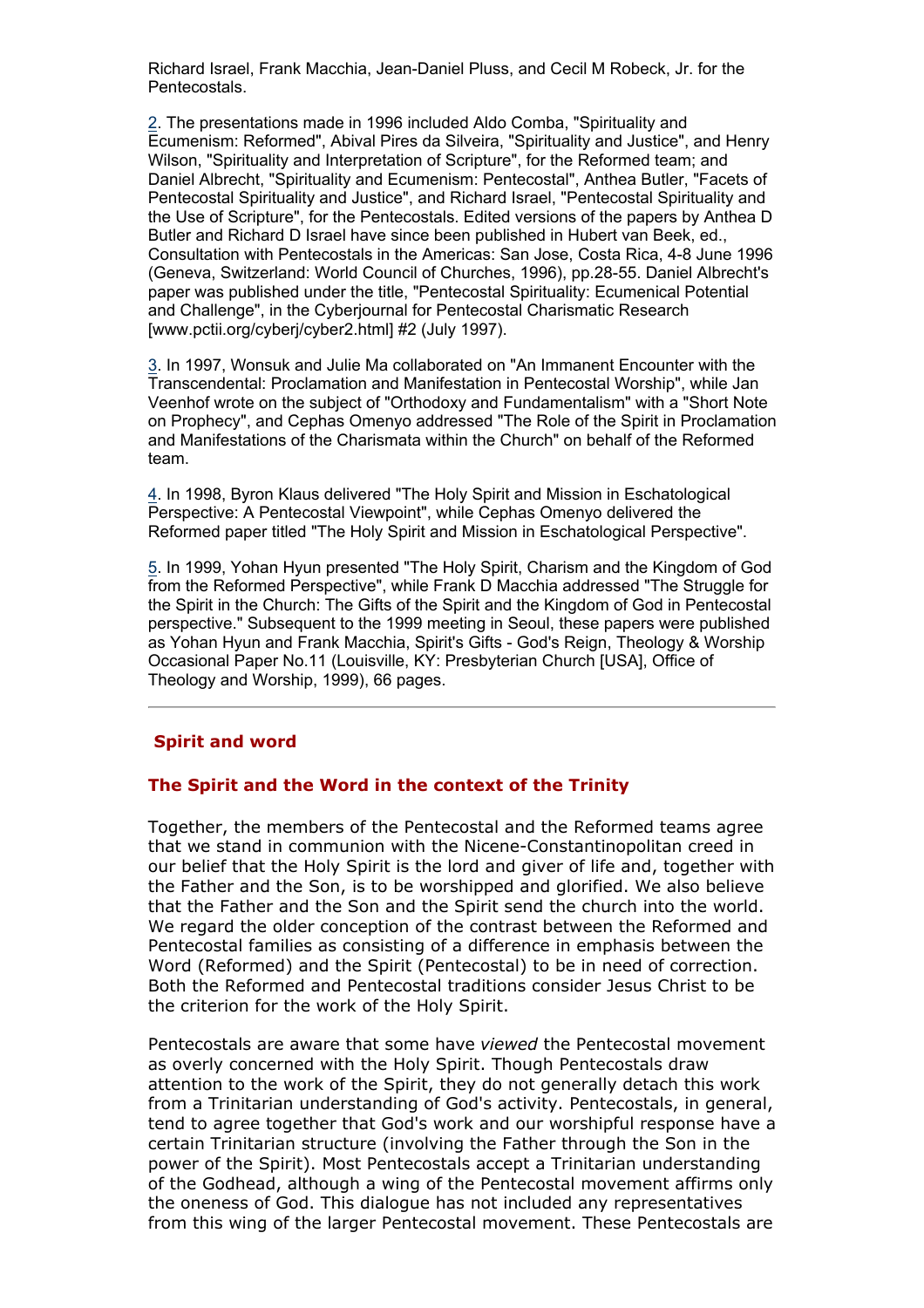Richard Israel, Frank Macchia, Jean-Daniel Pluss, and Cecil M Robeck, Jr. for the Pentecostals.

2. The presentations made in 1996 included Aldo Comba, "Spirituality and Ecumenism: Reformed", Abival Pires da Silveira, "Spirituality and Justice", and Henry Wilson, "Spirituality and Interpretation of Scripture", for the Reformed team; and Daniel Albrecht, "Spirituality and Ecumenism: Pentecostal", Anthea Butler, "Facets of Pentecostal Spirituality and Justice", and Richard Israel, "Pentecostal Spirituality and the Use of Scripture", for the Pentecostals. Edited versions of the papers by Anthea D Butler and Richard D Israel have since been published in Hubert van Beek, ed., Consultation with Pentecostals in the Americas: San Jose, Costa Rica, 4-8 June 1996 (Geneva, Switzerland: World Council of Churches, 1996), pp.28-55. Daniel Albrecht's paper was published under the title, "Pentecostal Spirituality: Ecumenical Potential and Challenge", in the Cyberjournal for Pentecostal Charismatic Research [www.pctii.org/cyberj/cyber2.html] #2 (July 1997).

3. In 1997, Wonsuk and Julie Ma collaborated on "An Immanent Encounter with the Transcendental: Proclamation and Manifestation in Pentecostal Worship", while Jan Veenhof wrote on the subject of "Orthodoxy and Fundamentalism" with a "Short Note on Prophecy", and Cephas Omenyo addressed "The Role of the Spirit in Proclamation and Manifestations of the Charismata within the Church" on behalf of the Reformed team.

4. In 1998, Byron Klaus delivered "The Holy Spirit and Mission in Eschatological Perspective: A Pentecostal Viewpoint", while Cephas Omenyo delivered the Reformed paper titled "The Holy Spirit and Mission in Eschatological Perspective".

5. In 1999, Yohan Hyun presented "The Holy Spirit, Charism and the Kingdom of God from the Reformed Perspective", while Frank D Macchia addressed "The Struggle for the Spirit in the Church: The Gifts of the Spirit and the Kingdom of God in Pentecostal perspective." Subsequent to the 1999 meeting in Seoul, these papers were published as Yohan Hyun and Frank Macchia, Spirit's Gifts - God's Reign, Theology & Worship Occasional Paper No.11 (Louisville, KY: Presbyterian Church [USA], Office of Theology and Worship, 1999), 66 pages.

---

## Spirit and word

### The Spirit and the Word in the context of the Trinity

Together, the members of the Pentecostal and the Reformed teams agree that we stand in communion with the Nicene-Constantinopolitan creed in our belief that the Holy Spirit is the lord and giver of life and, together with the Father and the Son, is to be worshipped and glorified. We also believe that the Father and the Son and the Spirit send the church into the world. We regard the older conception of the contrast between the Reformed and Pentecostal families as consisting of a difference in emphasis between the Word (Reformed) and the Spirit (Pentecostal) to be in need of correction. Both the Reformed and Pentecostal traditions consider Jesus Christ to be the criterion for the work of the Holy Spirit.

Pentecostals are aware that some have *viewed* the Pentecostal movement as overly concerned with the Holy Spirit. Though Pentecostals draw attention to the work of the Spirit, they do not generally detach this work from a Trinitarian understanding of God's activity. Pentecostals, in general, tend to agree together that God's work and our worshipful response have a certain Trinitarian structure (involving the Father through the Son in the power of the Spirit). Most Pentecostals accept a Trinitarian understanding of the Godhead, although a wing of the Pentecostal movement affirms only the oneness of God. This dialogue has not included any representatives from this wing of the larger Pentecostal movement. These Pentecostals are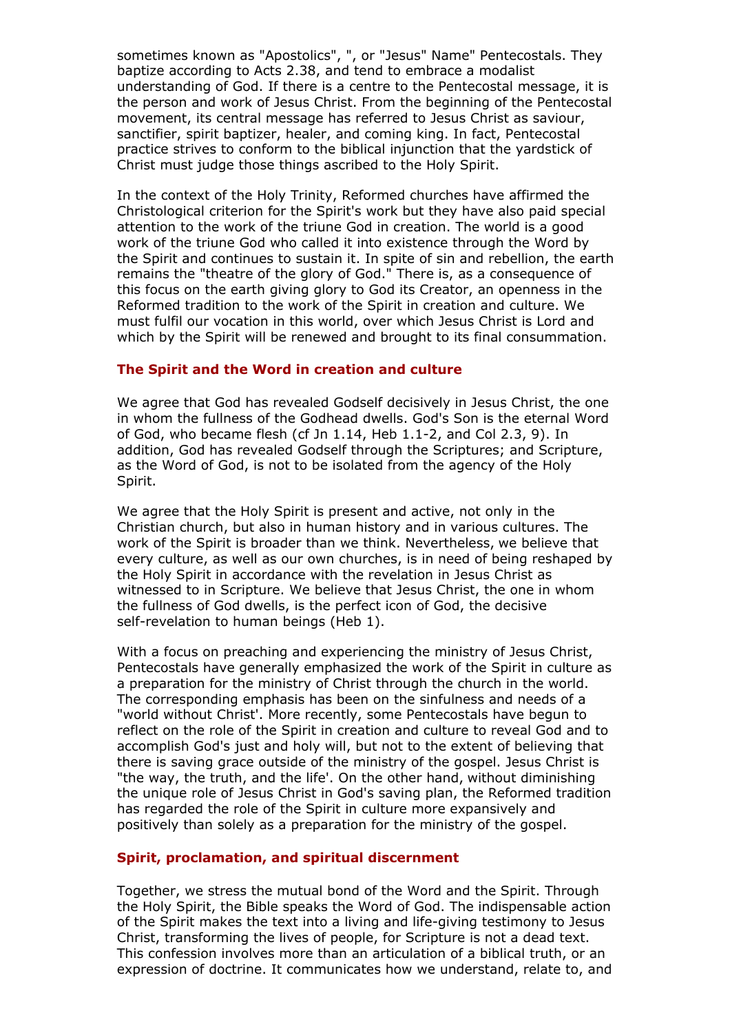sometimes known as "Apostolics", ", or "Jesus" Name" Pentecostals. They baptize according to Acts 2.38, and tend to embrace a modalist understanding of God. If there is a centre to the Pentecostal message, it is the person and work of Jesus Christ. From the beginning of the Pentecostal movement, its central message has referred to Jesus Christ as saviour, sanctifier, spirit baptizer, healer, and coming king. In fact, Pentecostal practice strives to conform to the biblical injunction that the yardstick of Christ must judge those things ascribed to the Holy Spirit.

In the context of the Holy Trinity, Reformed churches have affirmed the Christological criterion for the Spirit's work but they have also paid special attention to the work of the triune God in creation. The world is a good work of the triune God who called it into existence through the Word by the Spirit and continues to sustain it. In spite of sin and rebellion, the earth remains the "theatre of the glory of God." There is, as a consequence of this focus on the earth giving glory to God its Creator, an openness in the Reformed tradition to the work of the Spirit in creation and culture. We must fulfil our vocation in this world, over which Jesus Christ is Lord and which by the Spirit will be renewed and brought to its final consummation.

### The Spirit and the Word in creation and culture

We agree that God has revealed Godself decisively in Jesus Christ, the one in whom the fullness of the Godhead dwells. God's Son is the eternal Word of God, who became flesh (cf Jn 1.14, Heb 1.1-2, and Col 2.3, 9). In addition, God has revealed Godself through the Scriptures; and Scripture, as the Word of God, is not to be isolated from the agency of the Holy Spirit.

We agree that the Holy Spirit is present and active, not only in the Christian church, but also in human history and in various cultures. The work of the Spirit is broader than we think. Nevertheless, we believe that every culture, as well as our own churches, is in need of being reshaped by the Holy Spirit in accordance with the revelation in Jesus Christ as witnessed to in Scripture. We believe that Jesus Christ, the one in whom the fullness of God dwells, is the perfect icon of God, the decisive self-revelation to human beings (Heb 1).

With a focus on preaching and experiencing the ministry of Jesus Christ, Pentecostals have generally emphasized the work of the Spirit in culture as a preparation for the ministry of Christ through the church in the world. The corresponding emphasis has been on the sinfulness and needs of a "world without Christ'. More recently, some Pentecostals have begun to reflect on the role of the Spirit in creation and culture to reveal God and to accomplish God's just and holy will, but not to the extent of believing that there is saving grace outside of the ministry of the gospel. Jesus Christ is "the way, the truth, and the life'. On the other hand, without diminishing the unique role of Jesus Christ in God's saving plan, the Reformed tradition has regarded the role of the Spirit in culture more expansively and positively than solely as a preparation for the ministry of the gospel.

### Spirit, proclamation, and spiritual discernment

Together, we stress the mutual bond of the Word and the Spirit. Through the Holy Spirit, the Bible speaks the Word of God. The indispensable action of the Spirit makes the text into a living and life-giving testimony to Jesus Christ, transforming the lives of people, for Scripture is not a dead text. This confession involves more than an articulation of a biblical truth, or an expression of doctrine. It communicates how we understand, relate to, and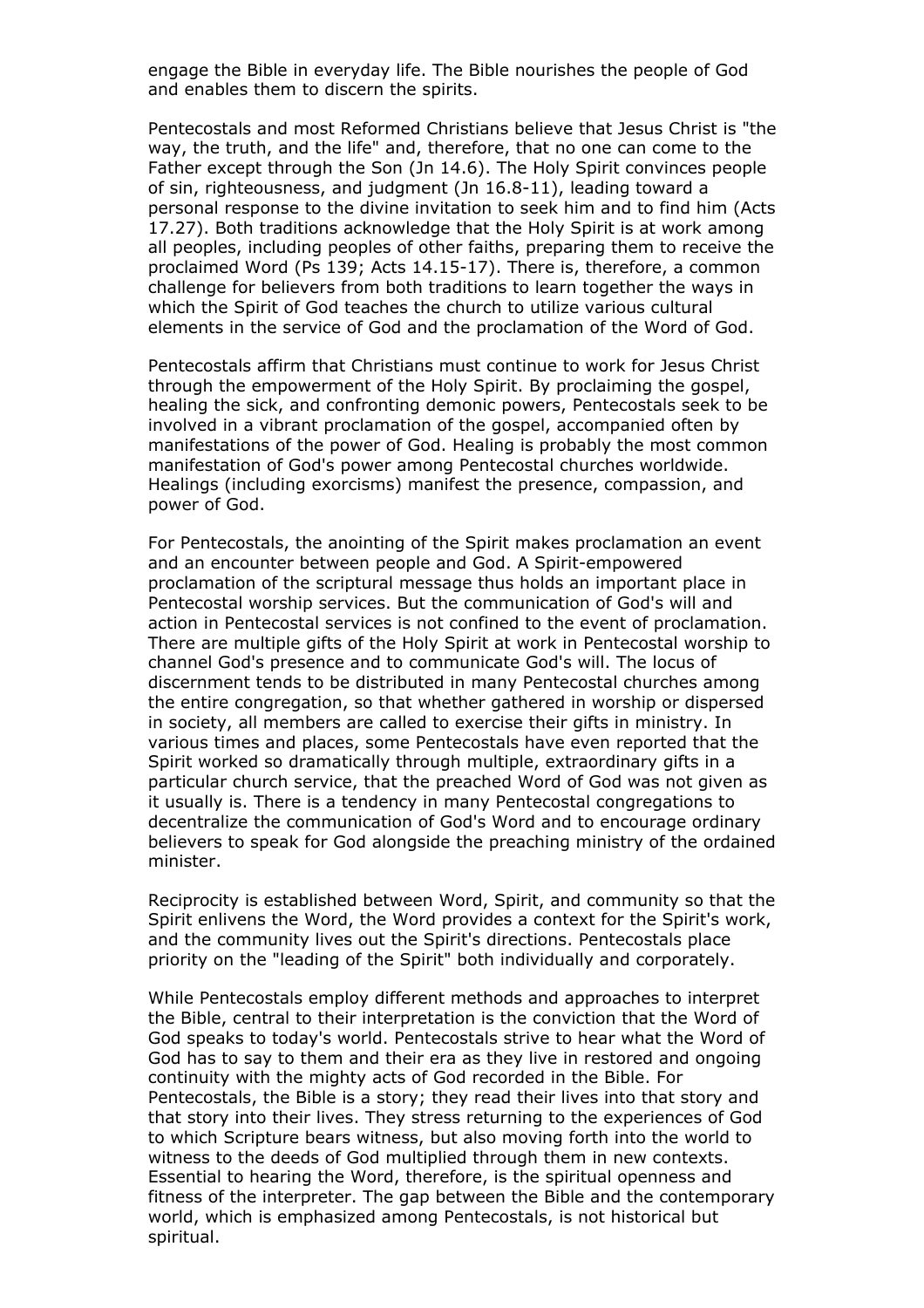engage the Bible in everyday life. The Bible nourishes the people of God and enables them to discern the spirits.

Pentecostals and most Reformed Christians believe that Jesus Christ is "the way, the truth, and the life" and, therefore, that no one can come to the Father except through the Son (Jn 14.6). The Holy Spirit convinces people of sin, righteousness, and judgment (Jn 16.8-11), leading toward a personal response to the divine invitation to seek him and to find him (Acts 17.27). Both traditions acknowledge that the Holy Spirit is at work among all peoples, including peoples of other faiths, preparing them to receive the proclaimed Word (Ps 139; Acts 14.15-17). There is, therefore, a common challenge for believers from both traditions to learn together the ways in which the Spirit of God teaches the church to utilize various cultural elements in the service of God and the proclamation of the Word of God.

Pentecostals affirm that Christians must continue to work for Jesus Christ through the empowerment of the Holy Spirit. By proclaiming the gospel, healing the sick, and confronting demonic powers, Pentecostals seek to be involved in a vibrant proclamation of the gospel, accompanied often by manifestations of the power of God. Healing is probably the most common manifestation of God's power among Pentecostal churches worldwide. Healings (including exorcisms) manifest the presence, compassion, and power of God.

For Pentecostals, the anointing of the Spirit makes proclamation an event and an encounter between people and God. A Spirit-empowered proclamation of the scriptural message thus holds an important place in Pentecostal worship services. But the communication of God's will and action in Pentecostal services is not confined to the event of proclamation. There are multiple gifts of the Holy Spirit at work in Pentecostal worship to channel God's presence and to communicate God's will. The locus of discernment tends to be distributed in many Pentecostal churches among the entire congregation, so that whether gathered in worship or dispersed in society, all members are called to exercise their gifts in ministry. In various times and places, some Pentecostals have even reported that the Spirit worked so dramatically through multiple, extraordinary gifts in a particular church service, that the preached Word of God was not given as it usually is. There is a tendency in many Pentecostal congregations to decentralize the communication of God's Word and to encourage ordinary believers to speak for God alongside the preaching ministry of the ordained minister.

Reciprocity is established between Word, Spirit, and community so that the Spirit enlivens the Word, the Word provides a context for the Spirit's work, and the community lives out the Spirit's directions. Pentecostals place priority on the "leading of the Spirit" both individually and corporately.

While Pentecostals employ different methods and approaches to interpret the Bible, central to their interpretation is the conviction that the Word of God speaks to today's world. Pentecostals strive to hear what the Word of God has to say to them and their era as they live in restored and ongoing continuity with the mighty acts of God recorded in the Bible. For Pentecostals, the Bible is a story; they read their lives into that story and that story into their lives. They stress returning to the experiences of God to which Scripture bears witness, but also moving forth into the world to witness to the deeds of God multiplied through them in new contexts. Essential to hearing the Word, therefore, is the spiritual openness and fitness of the interpreter. The gap between the Bible and the contemporary world, which is emphasized among Pentecostals, is not historical but spiritual.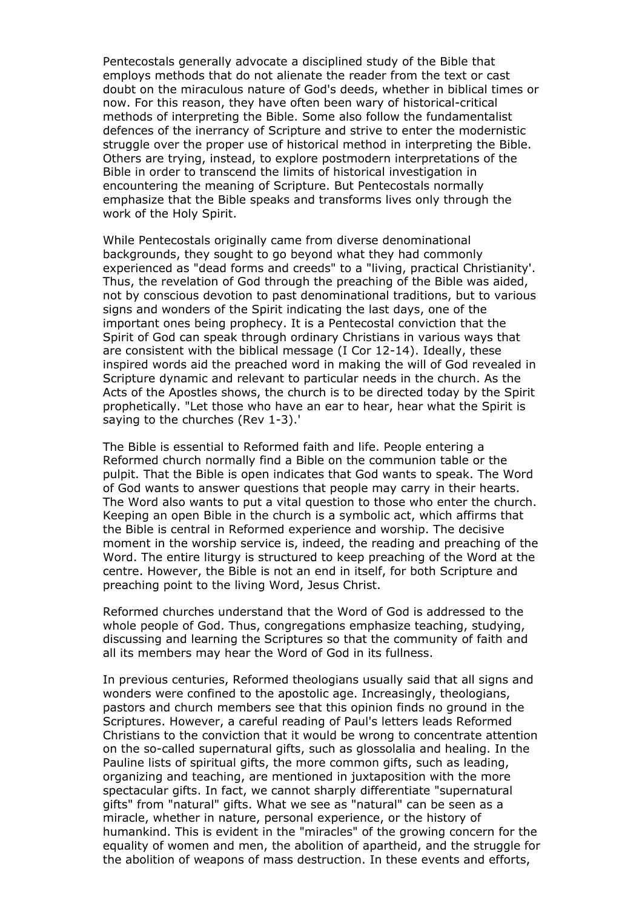Pentecostals generally advocate a disciplined study of the Bible that employs methods that do not alienate the reader from the text or cast doubt on the miraculous nature of God's deeds, whether in biblical times or now. For this reason, they have often been wary of historical-critical methods of interpreting the Bible. Some also follow the fundamentalist defences of the inerrancy of Scripture and strive to enter the modernistic struggle over the proper use of historical method in interpreting the Bible. Others are trying, instead, to explore postmodern interpretations of the Bible in order to transcend the limits of historical investigation in encountering the meaning of Scripture. But Pentecostals normally emphasize that the Bible speaks and transforms lives only through the work of the Holy Spirit.

While Pentecostals originally came from diverse denominational backgrounds, they sought to go beyond what they had commonly experienced as "dead forms and creeds" to a "living, practical Christianity'. Thus, the revelation of God through the preaching of the Bible was aided, not by conscious devotion to past denominational traditions, but to various signs and wonders of the Spirit indicating the last days, one of the important ones being prophecy. It is a Pentecostal conviction that the Spirit of God can speak through ordinary Christians in various ways that are consistent with the biblical message (I Cor 12-14). Ideally, these inspired words aid the preached word in making the will of God revealed in Scripture dynamic and relevant to particular needs in the church. As the Acts of the Apostles shows, the church is to be directed today by the Spirit prophetically. "Let those who have an ear to hear, hear what the Spirit is saying to the churches (Rev 1-3).'

The Bible is essential to Reformed faith and life. People entering a Reformed church normally find a Bible on the communion table or the pulpit. That the Bible is open indicates that God wants to speak. The Word of God wants to answer questions that people may carry in their hearts. The Word also wants to put a vital question to those who enter the church. Keeping an open Bible in the church is a symbolic act, which affirms that the Bible is central in Reformed experience and worship. The decisive moment in the worship service is, indeed, the reading and preaching of the Word. The entire liturgy is structured to keep preaching of the Word at the centre. However, the Bible is not an end in itself, for both Scripture and preaching point to the living Word, Jesus Christ.

Reformed churches understand that the Word of God is addressed to the whole people of God. Thus, congregations emphasize teaching, studying, discussing and learning the Scriptures so that the community of faith and all its members may hear the Word of God in its fullness.

In previous centuries, Reformed theologians usually said that all signs and wonders were confined to the apostolic age. Increasingly, theologians, pastors and church members see that this opinion finds no ground in the Scriptures. However, a careful reading of Paul's letters leads Reformed Christians to the conviction that it would be wrong to concentrate attention on the so-called supernatural gifts, such as glossolalia and healing. In the Pauline lists of spiritual gifts, the more common gifts, such as leading, organizing and teaching, are mentioned in juxtaposition with the more spectacular gifts. In fact, we cannot sharply differentiate "supernatural gifts" from "natural" gifts. What we see as "natural" can be seen as a miracle, whether in nature, personal experience, or the history of humankind. This is evident in the "miracles" of the growing concern for the equality of women and men, the abolition of apartheid, and the struggle for the abolition of weapons of mass destruction. In these events and efforts,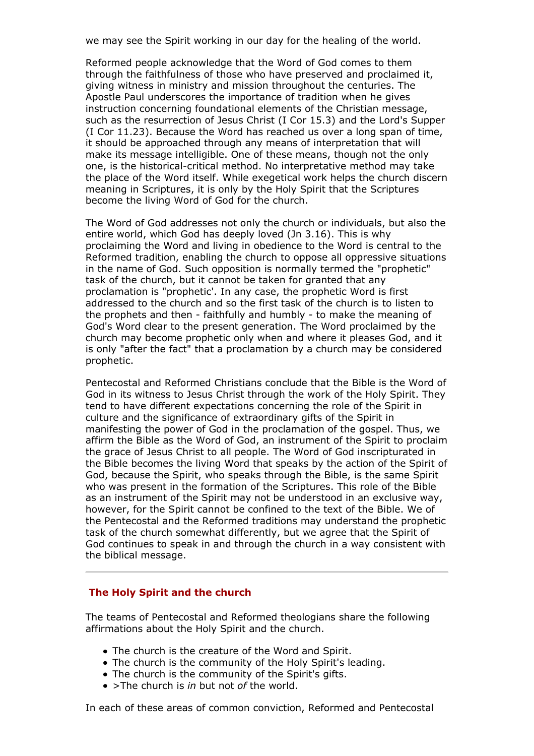we may see the Spirit working in our day for the healing of the world.

Reformed people acknowledge that the Word of God comes to them through the faithfulness of those who have preserved and proclaimed it, giving witness in ministry and mission throughout the centuries. The Apostle Paul underscores the importance of tradition when he gives instruction concerning foundational elements of the Christian message, such as the resurrection of Jesus Christ (I Cor 15.3) and the Lord's Supper (I Cor 11.23). Because the Word has reached us over a long span of time, it should be approached through any means of interpretation that will make its message intelligible. One of these means, though not the only one, is the historical-critical method. No interpretative method may take the place of the Word itself. While exegetical work helps the church discern meaning in Scriptures, it is only by the Holy Spirit that the Scriptures become the living Word of God for the church.

The Word of God addresses not only the church or individuals, but also the entire world, which God has deeply loved (Jn 3.16). This is why proclaiming the Word and living in obedience to the Word is central to the Reformed tradition, enabling the church to oppose all oppressive situations in the name of God. Such opposition is normally termed the "prophetic" task of the church, but it cannot be taken for granted that any proclamation is "prophetic'. In any case, the prophetic Word is first addressed to the church and so the first task of the church is to listen to the prophets and then - faithfully and humbly - to make the meaning of God's Word clear to the present generation. The Word proclaimed by the church may become prophetic only when and where it pleases God, and it is only "after the fact" that a proclamation by a church may be considered prophetic.

Pentecostal and Reformed Christians conclude that the Bible is the Word of God in its witness to Jesus Christ through the work of the Holy Spirit. They tend to have different expectations concerning the role of the Spirit in culture and the significance of extraordinary gifts of the Spirit in manifesting the power of God in the proclamation of the gospel. Thus, we affirm the Bible as the Word of God, an instrument of the Spirit to proclaim the grace of Jesus Christ to all people. The Word of God inscripturated in the Bible becomes the living Word that speaks by the action of the Spirit of God, because the Spirit, who speaks through the Bible, is the same Spirit who was present in the formation of the Scriptures. This role of the Bible as an instrument of the Spirit may not be understood in an exclusive way, however, for the Spirit cannot be confined to the text of the Bible. We of the Pentecostal and the Reformed traditions may understand the prophetic task of the church somewhat differently, but we agree that the Spirit of God continues to speak in and through the church in a way consistent with the biblical message.

---

## The Holy Spirit and the church

The teams of Pentecostal and Reformed theologians share the following affirmations about the Holy Spirit and the church.

- The church is the creature of the Word and Spirit.
- The church is the community of the Holy Spirit's leading.
- The church is the community of the Spirit's gifts.
- >The church is *in* but not *of* the world.

In each of these areas of common conviction, Reformed and Pentecostal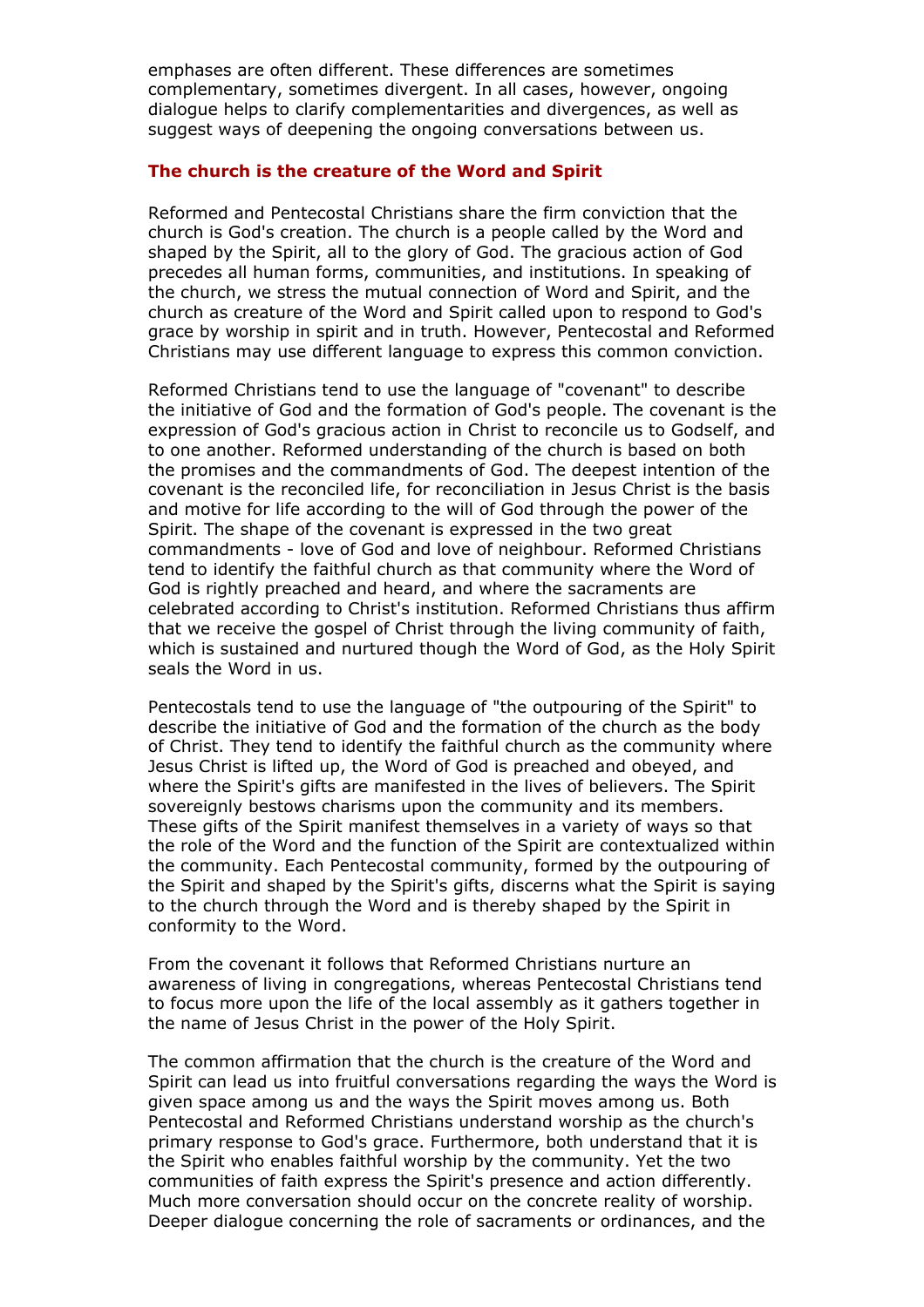emphases are often different. These differences are sometimes complementary, sometimes divergent. In all cases, however, ongoing dialogue helps to clarify complementarities and divergences, as well as suggest ways of deepening the ongoing conversations between us.

### The church is the creature of the Word and Spirit

Reformed and Pentecostal Christians share the firm conviction that the church is God's creation. The church is a people called by the Word and shaped by the Spirit, all to the glory of God. The gracious action of God precedes all human forms, communities, and institutions. In speaking of the church, we stress the mutual connection of Word and Spirit, and the church as creature of the Word and Spirit called upon to respond to God's grace by worship in spirit and in truth. However, Pentecostal and Reformed Christians may use different language to express this common conviction.

Reformed Christians tend to use the language of "covenant" to describe the initiative of God and the formation of God's people. The covenant is the expression of God's gracious action in Christ to reconcile us to Godself, and to one another. Reformed understanding of the church is based on both the promises and the commandments of God. The deepest intention of the covenant is the reconciled life, for reconciliation in Jesus Christ is the basis and motive for life according to the will of God through the power of the Spirit. The shape of the covenant is expressed in the two great commandments - love of God and love of neighbour. Reformed Christians tend to identify the faithful church as that community where the Word of God is rightly preached and heard, and where the sacraments are celebrated according to Christ's institution. Reformed Christians thus affirm that we receive the gospel of Christ through the living community of faith, which is sustained and nurtured though the Word of God, as the Holy Spirit seals the Word in us.

Pentecostals tend to use the language of "the outpouring of the Spirit" to describe the initiative of God and the formation of the church as the body of Christ. They tend to identify the faithful church as the community where Jesus Christ is lifted up, the Word of God is preached and obeyed, and where the Spirit's gifts are manifested in the lives of believers. The Spirit sovereignly bestows charisms upon the community and its members. These gifts of the Spirit manifest themselves in a variety of ways so that the role of the Word and the function of the Spirit are contextualized within the community. Each Pentecostal community, formed by the outpouring of the Spirit and shaped by the Spirit's gifts, discerns what the Spirit is saying to the church through the Word and is thereby shaped by the Spirit in conformity to the Word.

From the covenant it follows that Reformed Christians nurture an awareness of living in congregations, whereas Pentecostal Christians tend to focus more upon the life of the local assembly as it gathers together in the name of Jesus Christ in the power of the Holy Spirit.

The common affirmation that the church is the creature of the Word and Spirit can lead us into fruitful conversations regarding the ways the Word is given space among us and the ways the Spirit moves among us. Both Pentecostal and Reformed Christians understand worship as the church's primary response to God's grace. Furthermore, both understand that it is the Spirit who enables faithful worship by the community. Yet the two communities of faith express the Spirit's presence and action differently. Much more conversation should occur on the concrete reality of worship. Deeper dialogue concerning the role of sacraments or ordinances, and the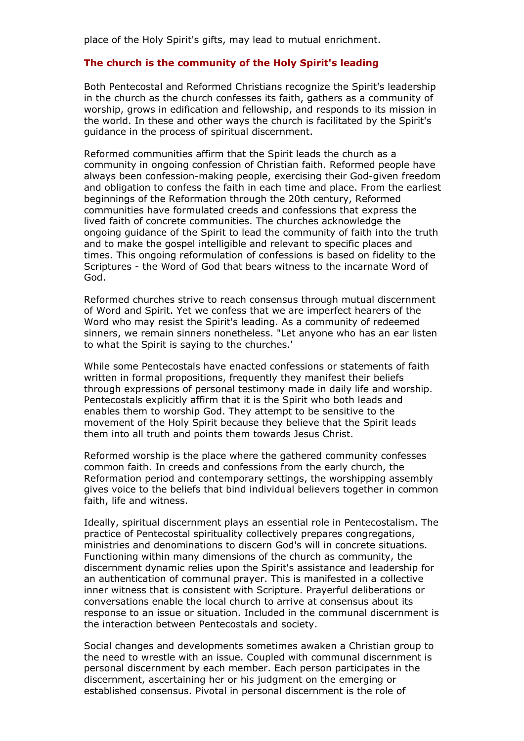place of the Holy Spirit's gifts, may lead to mutual enrichment.

### The church is the community of the Holy Spirit's leading

Both Pentecostal and Reformed Christians recognize the Spirit's leadership in the church as the church confesses its faith, gathers as a community of worship, grows in edification and fellowship, and responds to its mission in the world. In these and other ways the church is facilitated by the Spirit's guidance in the process of spiritual discernment.

Reformed communities affirm that the Spirit leads the church as a community in ongoing confession of Christian faith. Reformed people have always been confession-making people, exercising their God-given freedom and obligation to confess the faith in each time and place. From the earliest beginnings of the Reformation through the 20th century, Reformed communities have formulated creeds and confessions that express the lived faith of concrete communities. The churches acknowledge the ongoing guidance of the Spirit to lead the community of faith into the truth and to make the gospel intelligible and relevant to specific places and times. This ongoing reformulation of confessions is based on fidelity to the Scriptures - the Word of God that bears witness to the incarnate Word of God.

Reformed churches strive to reach consensus through mutual discernment of Word and Spirit. Yet we confess that we are imperfect hearers of the Word who may resist the Spirit's leading. As a community of redeemed sinners, we remain sinners nonetheless. "Let anyone who has an ear listen to what the Spirit is saying to the churches.'

While some Pentecostals have enacted confessions or statements of faith written in formal propositions, frequently they manifest their beliefs through expressions of personal testimony made in daily life and worship. Pentecostals explicitly affirm that it is the Spirit who both leads and enables them to worship God. They attempt to be sensitive to the movement of the Holy Spirit because they believe that the Spirit leads them into all truth and points them towards Jesus Christ.

Reformed worship is the place where the gathered community confesses common faith. In creeds and confessions from the early church, the Reformation period and contemporary settings, the worshipping assembly gives voice to the beliefs that bind individual believers together in common faith, life and witness.

Ideally, spiritual discernment plays an essential role in Pentecostalism. The practice of Pentecostal spirituality collectively prepares congregations, ministries and denominations to discern God's will in concrete situations. Functioning within many dimensions of the church as community, the discernment dynamic relies upon the Spirit's assistance and leadership for an authentication of communal prayer. This is manifested in a collective inner witness that is consistent with Scripture. Prayerful deliberations or conversations enable the local church to arrive at consensus about its response to an issue or situation. Included in the communal discernment is the interaction between Pentecostals and society.

Social changes and developments sometimes awaken a Christian group to the need to wrestle with an issue. Coupled with communal discernment is personal discernment by each member. Each person participates in the discernment, ascertaining her or his judgment on the emerging or established consensus. Pivotal in personal discernment is the role of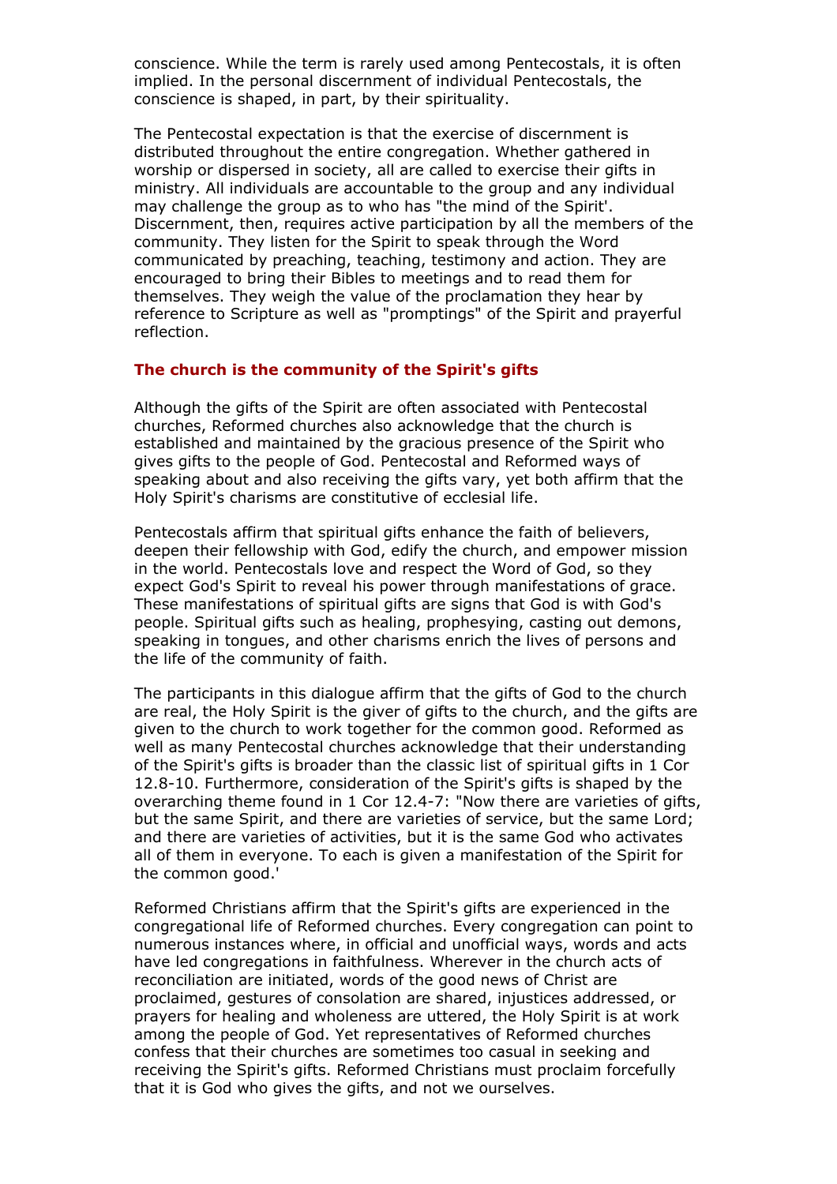conscience. While the term is rarely used among Pentecostals, it is often implied. In the personal discernment of individual Pentecostals, the conscience is shaped, in part, by their spirituality.

The Pentecostal expectation is that the exercise of discernment is distributed throughout the entire congregation. Whether gathered in worship or dispersed in society, all are called to exercise their gifts in ministry. All individuals are accountable to the group and any individual may challenge the group as to who has "the mind of the Spirit'. Discernment, then, requires active participation by all the members of the community. They listen for the Spirit to speak through the Word communicated by preaching, teaching, testimony and action. They are encouraged to bring their Bibles to meetings and to read them for themselves. They weigh the value of the proclamation they hear by reference to Scripture as well as "promptings" of the Spirit and prayerful reflection.

### The church is the community of the Spirit's gifts

Although the gifts of the Spirit are often associated with Pentecostal churches, Reformed churches also acknowledge that the church is established and maintained by the gracious presence of the Spirit who gives gifts to the people of God. Pentecostal and Reformed ways of speaking about and also receiving the gifts vary, yet both affirm that the Holy Spirit's charisms are constitutive of ecclesial life.

Pentecostals affirm that spiritual gifts enhance the faith of believers, deepen their fellowship with God, edify the church, and empower mission in the world. Pentecostals love and respect the Word of God, so they expect God's Spirit to reveal his power through manifestations of grace. These manifestations of spiritual gifts are signs that God is with God's people. Spiritual gifts such as healing, prophesying, casting out demons, speaking in tongues, and other charisms enrich the lives of persons and the life of the community of faith.

The participants in this dialogue affirm that the gifts of God to the church are real, the Holy Spirit is the giver of gifts to the church, and the gifts are given to the church to work together for the common good. Reformed as well as many Pentecostal churches acknowledge that their understanding of the Spirit's gifts is broader than the classic list of spiritual gifts in 1 Cor 12.8-10. Furthermore, consideration of the Spirit's gifts is shaped by the overarching theme found in 1 Cor 12.4-7: "Now there are varieties of gifts, but the same Spirit, and there are varieties of service, but the same Lord; and there are varieties of activities, but it is the same God who activates all of them in everyone. To each is given a manifestation of the Spirit for the common good.'

Reformed Christians affirm that the Spirit's gifts are experienced in the congregational life of Reformed churches. Every congregation can point to numerous instances where, in official and unofficial ways, words and acts have led congregations in faithfulness. Wherever in the church acts of reconciliation are initiated, words of the good news of Christ are proclaimed, gestures of consolation are shared, injustices addressed, or prayers for healing and wholeness are uttered, the Holy Spirit is at work among the people of God. Yet representatives of Reformed churches confess that their churches are sometimes too casual in seeking and receiving the Spirit's gifts. Reformed Christians must proclaim forcefully that it is God who gives the gifts, and not we ourselves.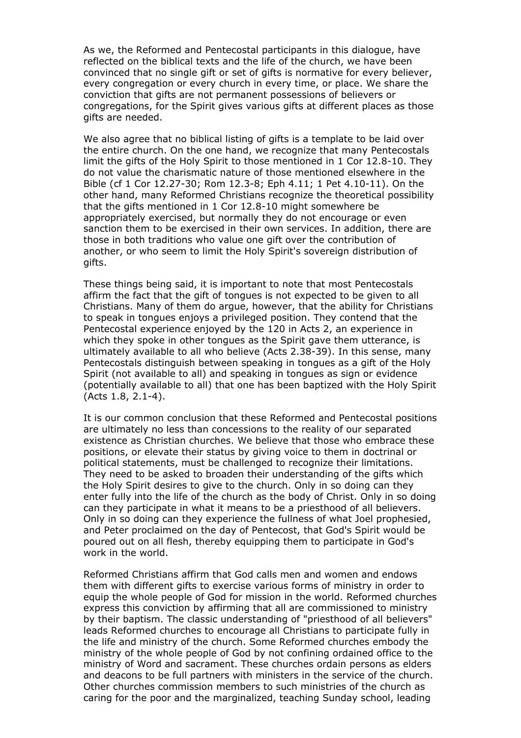As we, the Reformed and Pentecostal participants in this dialogue, have reflected on the biblical texts and the life of the church, we have been convinced that no single gift or set of gifts is normative for every believer, every congregation or every church in every time, or place. We share the conviction that gifts are not permanent possessions of believers or congregations, for the Spirit gives various gifts at different places as those gifts are needed.

We also agree that no biblical listing of gifts is a template to be laid over the entire church. On the one hand, we recognize that many Pentecostals limit the gifts of the Holy Spirit to those mentioned in 1 Cor 12.8-10. They do not value the charismatic nature of those mentioned elsewhere in the Bible (cf 1 Cor 12.27-30; Rom 12.3-8; Eph 4.11; 1 Pet 4.10-11). On the other hand, many Reformed Christians recognize the theoretical possibility that the gifts mentioned in 1 Cor 12.8-10 might somewhere be appropriately exercised, but normally they do not encourage or even sanction them to be exercised in their own services. In addition, there are those in both traditions who value one gift over the contribution of another, or who seem to limit the Holy Spirit's sovereign distribution of gifts.

These things being said, it is important to note that most Pentecostals affirm the fact that the gift of tongues is not expected to be given to all Christians. Many of them do argue, however, that the ability for Christians to speak in tongues enjoys a privileged position. They contend that the Pentecostal experience enjoyed by the 120 in Acts 2, an experience in which they spoke in other tongues as the Spirit gave them utterance, is ultimately available to all who believe (Acts 2.38-39). In this sense, many Pentecostals distinguish between speaking in tongues as a gift of the Holy Spirit (not available to all) and speaking in tongues as sign or evidence (potentially available to all) that one has been baptized with the Holy Spirit (Acts 1.8, 2.1-4).

It is our common conclusion that these Reformed and Pentecostal positions are ultimately no less than concessions to the reality of our separated existence as Christian churches. We believe that those who embrace these positions, or elevate their status by giving voice to them in doctrinal or political statements, must be challenged to recognize their limitations. They need to be asked to broaden their understanding of the gifts which the Holy Spirit desires to give to the church. Only in so doing can they enter fully into the life of the church as the body of Christ. Only in so doing can they participate in what it means to be a priesthood of all believers. Only in so doing can they experience the fullness of what Joel prophesied, and Peter proclaimed on the day of Pentecost, that God's Spirit would be poured out on all flesh, thereby equipping them to participate in God's work in the world.

Reformed Christians affirm that God calls men and women and endows them with different gifts to exercise various forms of ministry in order to equip the whole people of God for mission in the world. Reformed churches express this conviction by affirming that all are commissioned to ministry by their baptism. The classic understanding of "priesthood of all believers" leads Reformed churches to encourage all Christians to participate fully in the life and ministry of the church. Some Reformed churches embody the ministry of the whole people of God by not confining ordained office to the ministry of Word and sacrament. These churches ordain persons as elders and deacons to be full partners with ministers in the service of the church. Other churches commission members to such ministries of the church as caring for the poor and the marginalized, teaching Sunday school, leading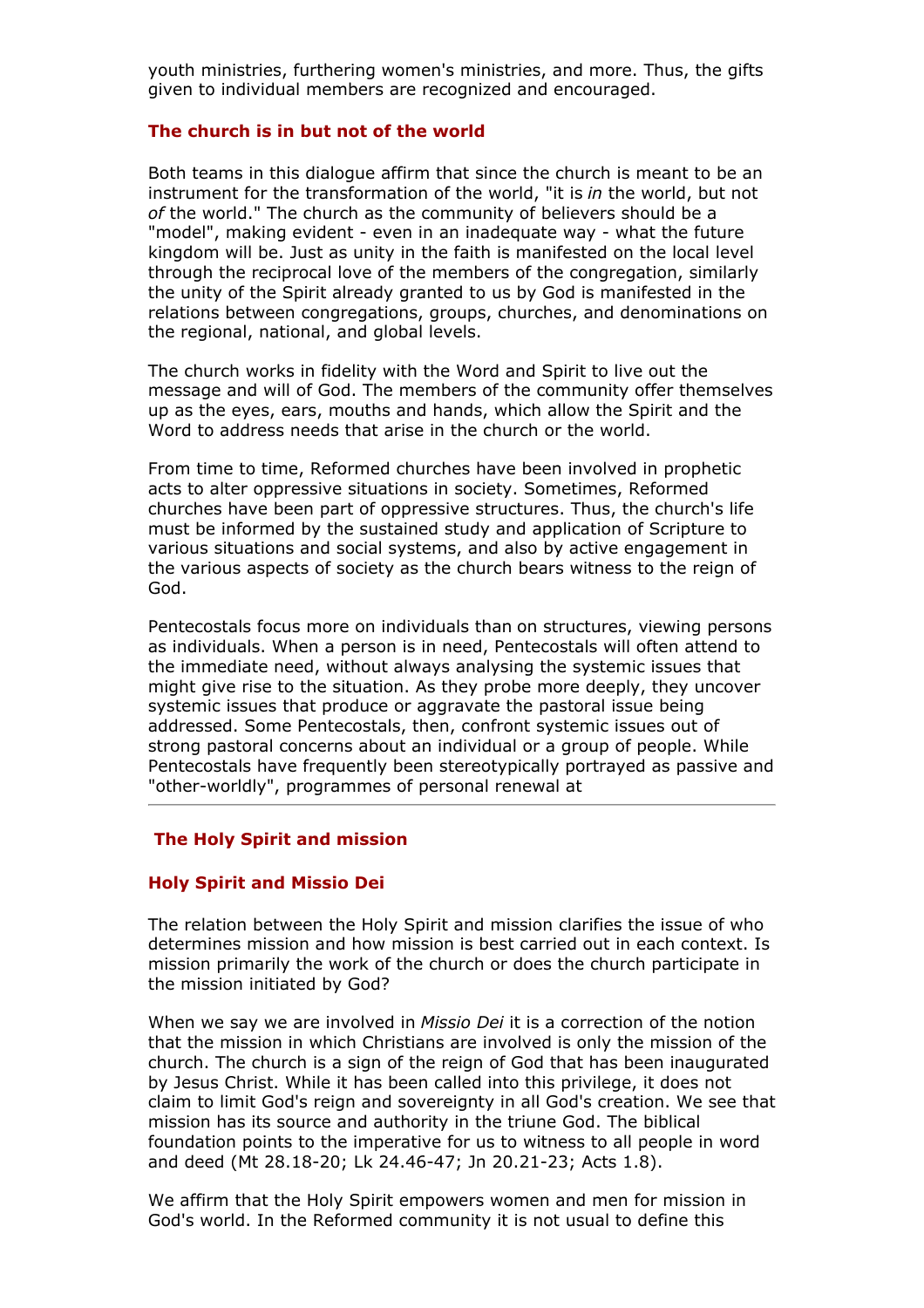youth ministries, furthering women's ministries, and more. Thus, the gifts given to individual members are recognized and encouraged.

### The church is in but not of the world

Both teams in this dialogue affirm that since the church is meant to be an instrument for the transformation of the world, "it is *in* the world, but not *of* the world." The church as the community of believers should be a "model", making evident - even in an inadequate way - what the future kingdom will be. Just as unity in the faith is manifested on the local level through the reciprocal love of the members of the congregation, similarly the unity of the Spirit already granted to us by God is manifested in the relations between congregations, groups, churches, and denominations on the regional, national, and global levels.

The church works in fidelity with the Word and Spirit to live out the message and will of God. The members of the community offer themselves up as the eyes, ears, mouths and hands, which allow the Spirit and the Word to address needs that arise in the church or the world.

From time to time, Reformed churches have been involved in prophetic acts to alter oppressive situations in society. Sometimes, Reformed churches have been part of oppressive structures. Thus, the church's life must be informed by the sustained study and application of Scripture to various situations and social systems, and also by active engagement in the various aspects of society as the church bears witness to the reign of God.

Pentecostals focus more on individuals than on structures, viewing persons as individuals. When a person is in need, Pentecostals will often attend to the immediate need, without always analysing the systemic issues that might give rise to the situation. As they probe more deeply, they uncover systemic issues that produce or aggravate the pastoral issue being addressed. Some Pentecostals, then, confront systemic issues out of strong pastoral concerns about an individual or a group of people. While Pentecostals have frequently been stereotypically portrayed as passive and "other-worldly", programmes of personal renewal at

---

## The Holy Spirit and mission

### Holy Spirit and Missio Dei

The relation between the Holy Spirit and mission clarifies the issue of who determines mission and how mission is best carried out in each context. Is mission primarily the work of the church or does the church participate in the mission initiated by God?

When we say we are involved in *Missio Dei* it is a correction of the notion that the mission in which Christians are involved is only the mission of the church. The church is a sign of the reign of God that has been inaugurated by Jesus Christ. While it has been called into this privilege, it does not claim to limit God's reign and sovereignty in all God's creation. We see that mission has its source and authority in the triune God. The biblical foundation points to the imperative for us to witness to all people in word and deed (Mt 28.18-20; Lk 24.46-47; Jn 20.21-23; Acts 1.8).

We affirm that the Holy Spirit empowers women and men for mission in God's world. In the Reformed community it is not usual to define this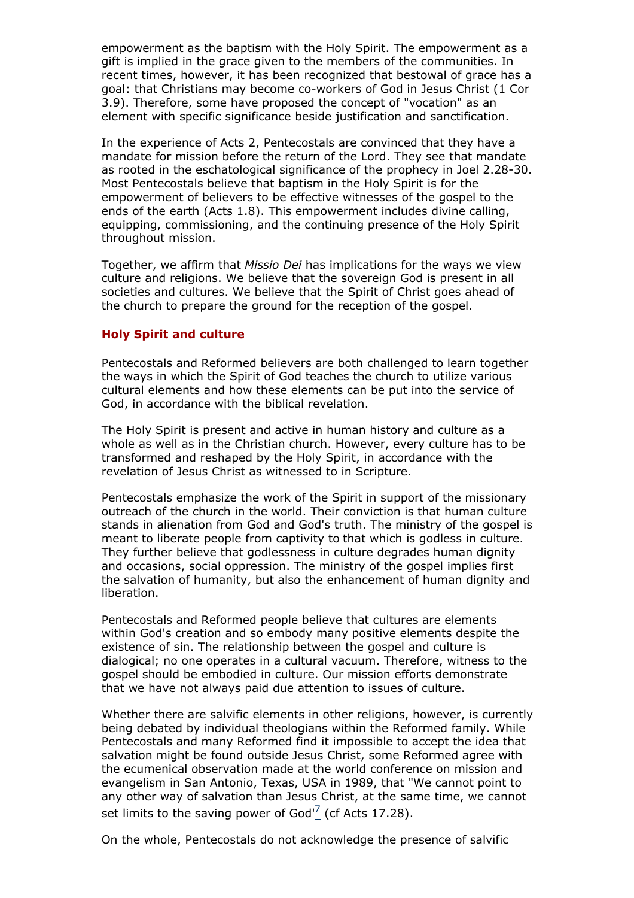empowerment as the baptism with the Holy Spirit. The empowerment as a gift is implied in the grace given to the members of the communities. In recent times, however, it has been recognized that bestowal of grace has a goal: that Christians may become co-workers of God in Jesus Christ (1 Cor 3.9). Therefore, some have proposed the concept of "vocation" as an element with specific significance beside justification and sanctification.

In the experience of Acts 2, Pentecostals are convinced that they have a mandate for mission before the return of the Lord. They see that mandate as rooted in the eschatological significance of the prophecy in Joel 2.28-30. Most Pentecostals believe that baptism in the Holy Spirit is for the empowerment of believers to be effective witnesses of the gospel to the ends of the earth (Acts 1.8). This empowerment includes divine calling, equipping, commissioning, and the continuing presence of the Holy Spirit throughout mission.

Together, we affirm that *Missio Dei* has implications for the ways we view culture and religions. We believe that the sovereign God is present in all societies and cultures. We believe that the Spirit of Christ goes ahead of the church to prepare the ground for the reception of the gospel.

### Holy Spirit and culture

Pentecostals and Reformed believers are both challenged to learn together the ways in which the Spirit of God teaches the church to utilize various cultural elements and how these elements can be put into the service of God, in accordance with the biblical revelation.

The Holy Spirit is present and active in human history and culture as a whole as well as in the Christian church. However, every culture has to be transformed and reshaped by the Holy Spirit, in accordance with the revelation of Jesus Christ as witnessed to in Scripture.

Pentecostals emphasize the work of the Spirit in support of the missionary outreach of the church in the world. Their conviction is that human culture stands in alienation from God and God's truth. The ministry of the gospel is meant to liberate people from captivity to that which is godless in culture. They further believe that godlessness in culture degrades human dignity and occasions, social oppression. The ministry of the gospel implies first the salvation of humanity, but also the enhancement of human dignity and liberation.

Pentecostals and Reformed people believe that cultures are elements within God's creation and so embody many positive elements despite the existence of sin. The relationship between the gospel and culture is dialogical; no one operates in a cultural vacuum. Therefore, witness to the gospel should be embodied in culture. Our mission efforts demonstrate that we have not always paid due attention to issues of culture.

Whether there are salvific elements in other religions, however, is currently being debated by individual theologians within the Reformed family. While Pentecostals and many Reformed find it impossible to accept the idea that salvation might be found outside Jesus Christ, some Reformed agree with the ecumenical observation made at the world conference on mission and evangelism in San Antonio, Texas, USA in 1989, that "We cannot point to any other way of salvation than Jesus Christ, at the same time, we cannot set limits to the saving power of God'[7] (cf Acts 17.28).

On the whole, Pentecostals do not acknowledge the presence of salvific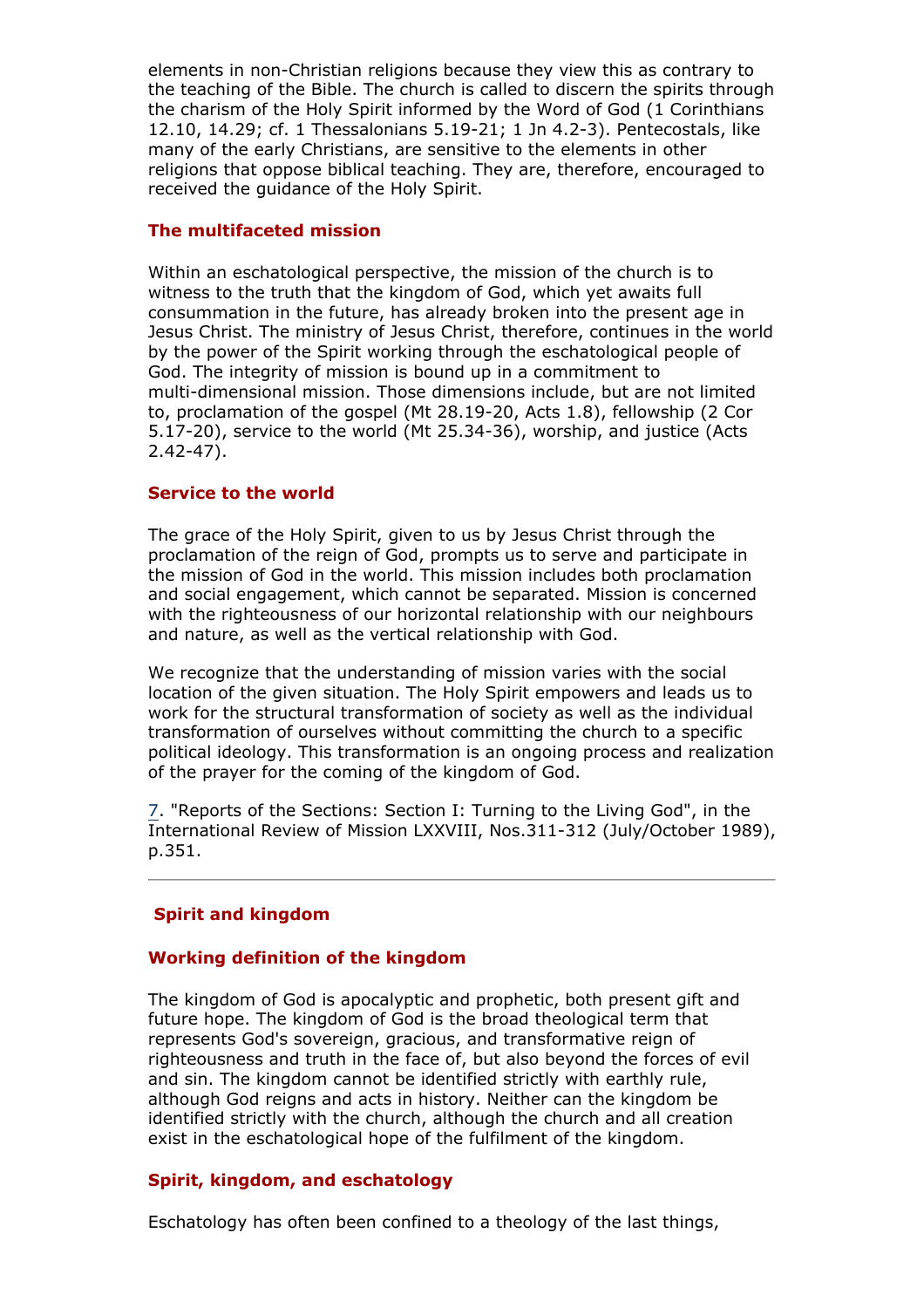elements in non-Christian religions because they view this as contrary to the teaching of the Bible. The church is called to discern the spirits through the charism of the Holy Spirit informed by the Word of God (1 Corinthians 12.10, 14.29; cf. 1 Thessalonians 5.19-21; 1 Jn 4.2-3). Pentecostals, like many of the early Christians, are sensitive to the elements in other religions that oppose biblical teaching. They are, therefore, encouraged to received the guidance of the Holy Spirit.

### The multifaceted mission

Within an eschatological perspective, the mission of the church is to witness to the truth that the kingdom of God, which yet awaits full consummation in the future, has already broken into the present age in Jesus Christ. The ministry of Jesus Christ, therefore, continues in the world by the power of the Spirit working through the eschatological people of God. The integrity of mission is bound up in a commitment to multi-dimensional mission. Those dimensions include, but are not limited to, proclamation of the gospel (Mt 28.19-20, Acts 1.8), fellowship (2 Cor 5.17-20), service to the world (Mt 25.34-36), worship, and justice (Acts 2.42-47).

### Service to the world

The grace of the Holy Spirit, given to us by Jesus Christ through the proclamation of the reign of God, prompts us to serve and participate in the mission of God in the world. This mission includes both proclamation and social engagement, which cannot be separated. Mission is concerned with the righteousness of our horizontal relationship with our neighbours and nature, as well as the vertical relationship with God.

We recognize that the understanding of mission varies with the social location of the given situation. The Holy Spirit empowers and leads us to work for the structural transformation of society as well as the individual transformation of ourselves without committing the church to a specific political ideology. This transformation is an ongoing process and realization of the prayer for the coming of the kingdom of God.

7. "Reports of the Sections: Section I: Turning to the Living God", in the International Review of Mission LXXVIII, Nos.311-312 (July/October 1989), p.351.

---

## Spirit and kingdom

### Working definition of the kingdom

The kingdom of God is apocalyptic and prophetic, both present gift and future hope. The kingdom of God is the broad theological term that represents God's sovereign, gracious, and transformative reign of righteousness and truth in the face of, but also beyond the forces of evil and sin. The kingdom cannot be identified strictly with earthly rule, although God reigns and acts in history. Neither can the kingdom be identified strictly with the church, although the church and all creation exist in the eschatological hope of the fulfilment of the kingdom.

### Spirit, kingdom, and eschatology

Eschatology has often been confined to a theology of the last things,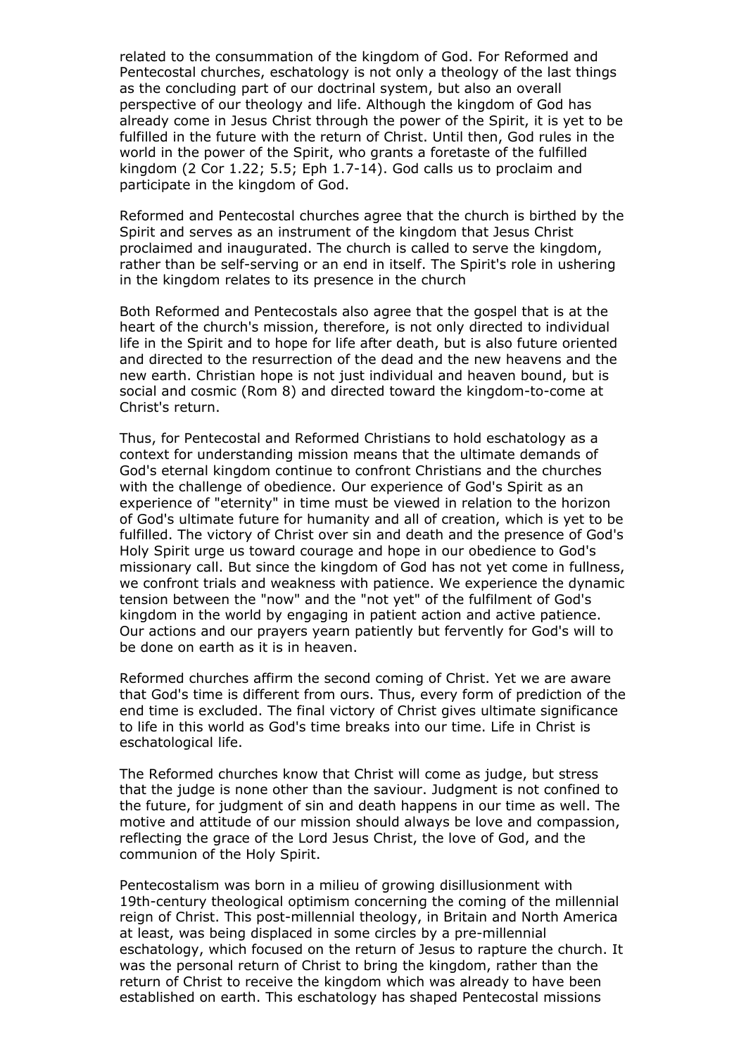related to the consummation of the kingdom of God. For Reformed and Pentecostal churches, eschatology is not only a theology of the last things as the concluding part of our doctrinal system, but also an overall perspective of our theology and life. Although the kingdom of God has already come in Jesus Christ through the power of the Spirit, it is yet to be fulfilled in the future with the return of Christ. Until then, God rules in the world in the power of the Spirit, who grants a foretaste of the fulfilled kingdom (2 Cor 1.22; 5.5; Eph 1.7-14). God calls us to proclaim and participate in the kingdom of God.

Reformed and Pentecostal churches agree that the church is birthed by the Spirit and serves as an instrument of the kingdom that Jesus Christ proclaimed and inaugurated. The church is called to serve the kingdom, rather than be self-serving or an end in itself. The Spirit's role in ushering in the kingdom relates to its presence in the church

Both Reformed and Pentecostals also agree that the gospel that is at the heart of the church's mission, therefore, is not only directed to individual life in the Spirit and to hope for life after death, but is also future oriented and directed to the resurrection of the dead and the new heavens and the new earth. Christian hope is not just individual and heaven bound, but is social and cosmic (Rom 8) and directed toward the kingdom-to-come at Christ's return.

Thus, for Pentecostal and Reformed Christians to hold eschatology as a context for understanding mission means that the ultimate demands of God's eternal kingdom continue to confront Christians and the churches with the challenge of obedience. Our experience of God's Spirit as an experience of "eternity" in time must be viewed in relation to the horizon of God's ultimate future for humanity and all of creation, which is yet to be fulfilled. The victory of Christ over sin and death and the presence of God's Holy Spirit urge us toward courage and hope in our obedience to God's missionary call. But since the kingdom of God has not yet come in fullness, we confront trials and weakness with patience. We experience the dynamic tension between the "now" and the "not yet" of the fulfilment of God's kingdom in the world by engaging in patient action and active patience. Our actions and our prayers yearn patiently but fervently for God's will to be done on earth as it is in heaven.

Reformed churches affirm the second coming of Christ. Yet we are aware that God's time is different from ours. Thus, every form of prediction of the end time is excluded. The final victory of Christ gives ultimate significance to life in this world as God's time breaks into our time. Life in Christ is eschatological life.

The Reformed churches know that Christ will come as judge, but stress that the judge is none other than the saviour. Judgment is not confined to the future, for judgment of sin and death happens in our time as well. The motive and attitude of our mission should always be love and compassion, reflecting the grace of the Lord Jesus Christ, the love of God, and the communion of the Holy Spirit.

Pentecostalism was born in a milieu of growing disillusionment with 19th-century theological optimism concerning the coming of the millennial reign of Christ. This post-millennial theology, in Britain and North America at least, was being displaced in some circles by a pre-millennial eschatology, which focused on the return of Jesus to rapture the church. It was the personal return of Christ to bring the kingdom, rather than the return of Christ to receive the kingdom which was already to have been established on earth. This eschatology has shaped Pentecostal missions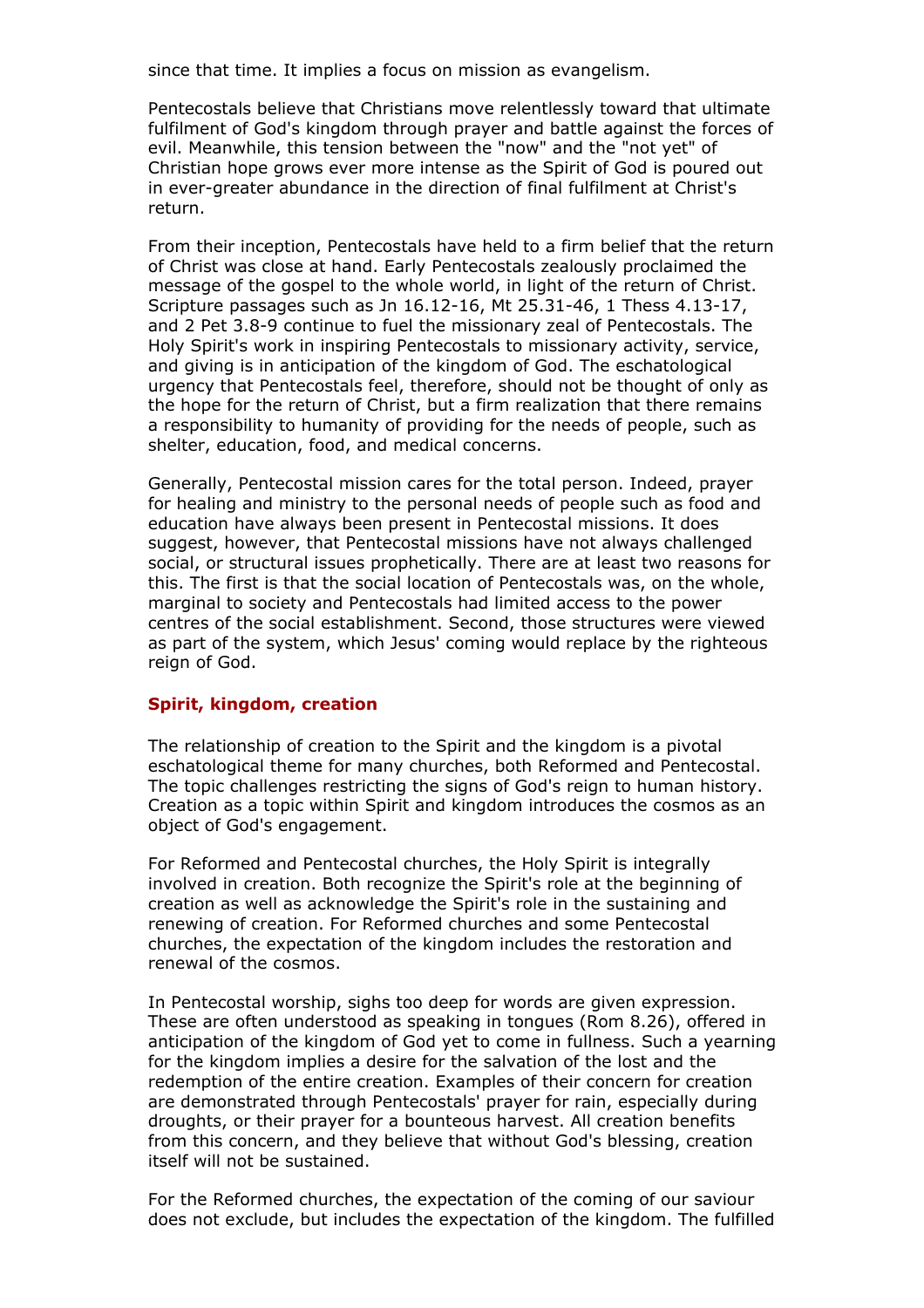since that time. It implies a focus on mission as evangelism.

Pentecostals believe that Christians move relentlessly toward that ultimate fulfilment of God's kingdom through prayer and battle against the forces of evil. Meanwhile, this tension between the "now" and the "not yet" of Christian hope grows ever more intense as the Spirit of God is poured out in ever-greater abundance in the direction of final fulfilment at Christ's return.

From their inception, Pentecostals have held to a firm belief that the return of Christ was close at hand. Early Pentecostals zealously proclaimed the message of the gospel to the whole world, in light of the return of Christ. Scripture passages such as Jn 16.12-16, Mt 25.31-46, 1 Thess 4.13-17, and 2 Pet 3.8-9 continue to fuel the missionary zeal of Pentecostals. The Holy Spirit's work in inspiring Pentecostals to missionary activity, service, and giving is in anticipation of the kingdom of God. The eschatological urgency that Pentecostals feel, therefore, should not be thought of only as the hope for the return of Christ, but a firm realization that there remains a responsibility to humanity of providing for the needs of people, such as shelter, education, food, and medical concerns.

Generally, Pentecostal mission cares for the total person. Indeed, prayer for healing and ministry to the personal needs of people such as food and education have always been present in Pentecostal missions. It does suggest, however, that Pentecostal missions have not always challenged social, or structural issues prophetically. There are at least two reasons for this. The first is that the social location of Pentecostals was, on the whole, marginal to society and Pentecostals had limited access to the power centres of the social establishment. Second, those structures were viewed as part of the system, which Jesus' coming would replace by the righteous reign of God.

### Spirit, kingdom, creation

The relationship of creation to the Spirit and the kingdom is a pivotal eschatological theme for many churches, both Reformed and Pentecostal. The topic challenges restricting the signs of God's reign to human history. Creation as a topic within Spirit and kingdom introduces the cosmos as an object of God's engagement.

For Reformed and Pentecostal churches, the Holy Spirit is integrally involved in creation. Both recognize the Spirit's role at the beginning of creation as well as acknowledge the Spirit's role in the sustaining and renewing of creation. For Reformed churches and some Pentecostal churches, the expectation of the kingdom includes the restoration and renewal of the cosmos.

In Pentecostal worship, sighs too deep for words are given expression. These are often understood as speaking in tongues (Rom 8.26), offered in anticipation of the kingdom of God yet to come in fullness. Such a yearning for the kingdom implies a desire for the salvation of the lost and the redemption of the entire creation. Examples of their concern for creation are demonstrated through Pentecostals' prayer for rain, especially during droughts, or their prayer for a bounteous harvest. All creation benefits from this concern, and they believe that without God's blessing, creation itself will not be sustained.

For the Reformed churches, the expectation of the coming of our saviour does not exclude, but includes the expectation of the kingdom. The fulfilled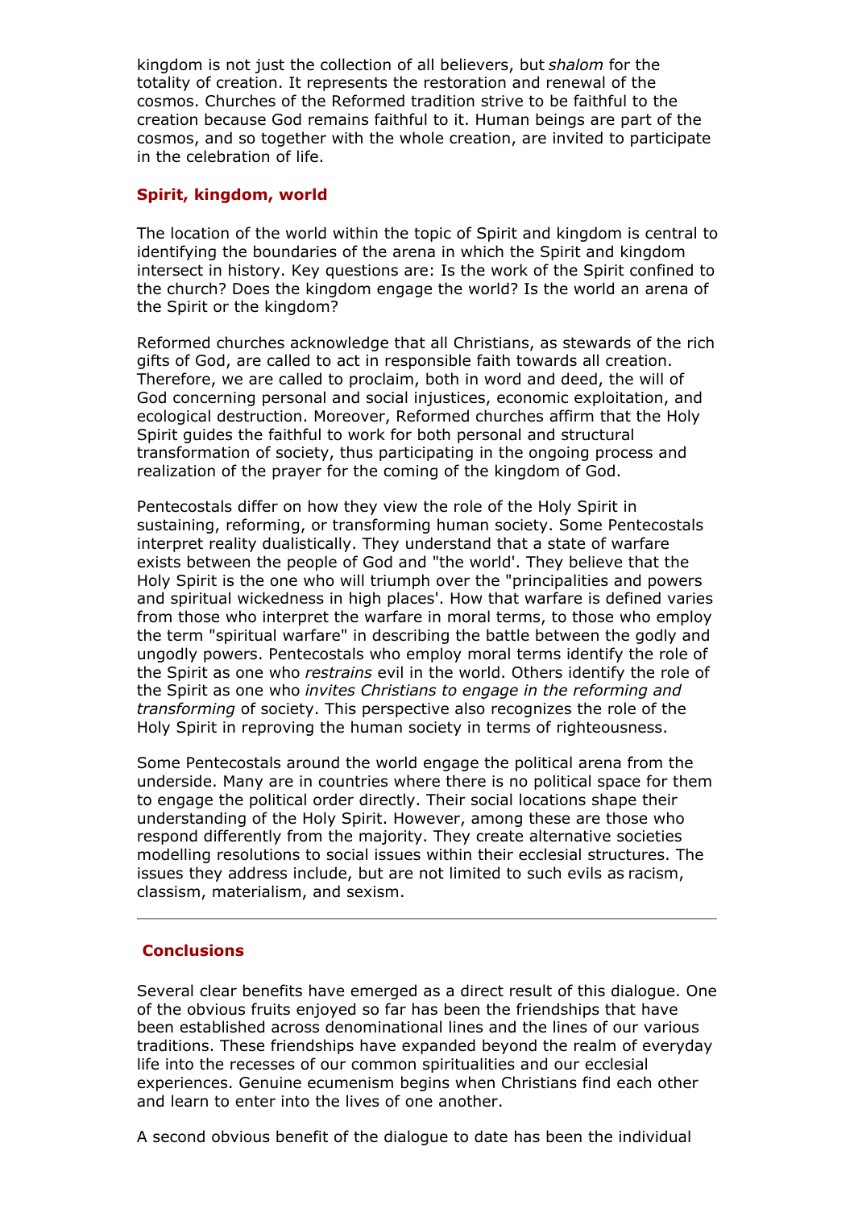kingdom is not just the collection of all believers, but *shalom* for the totality of creation. It represents the restoration and renewal of the cosmos. Churches of the Reformed tradition strive to be faithful to the creation because God remains faithful to it. Human beings are part of the cosmos, and so together with the whole creation, are invited to participate in the celebration of life.

### Spirit, kingdom, world

The location of the world within the topic of Spirit and kingdom is central to identifying the boundaries of the arena in which the Spirit and kingdom intersect in history. Key questions are: Is the work of the Spirit confined to the church? Does the kingdom engage the world? Is the world an arena of the Spirit or the kingdom?

Reformed churches acknowledge that all Christians, as stewards of the rich gifts of God, are called to act in responsible faith towards all creation. Therefore, we are called to proclaim, both in word and deed, the will of God concerning personal and social injustices, economic exploitation, and ecological destruction. Moreover, Reformed churches affirm that the Holy Spirit guides the faithful to work for both personal and structural transformation of society, thus participating in the ongoing process and realization of the prayer for the coming of the kingdom of God.

Pentecostals differ on how they view the role of the Holy Spirit in sustaining, reforming, or transforming human society. Some Pentecostals interpret reality dualistically. They understand that a state of warfare exists between the people of God and "the world'. They believe that the Holy Spirit is the one who will triumph over the "principalities and powers and spiritual wickedness in high places'. How that warfare is defined varies from those who interpret the warfare in moral terms, to those who employ the term "spiritual warfare" in describing the battle between the godly and ungodly powers. Pentecostals who employ moral terms identify the role of the Spirit as one who *restrains* evil in the world. Others identify the role of the Spirit as one who *invites Christians to engage in the reforming and transforming* of society. This perspective also recognizes the role of the Holy Spirit in reproving the human society in terms of righteousness.

Some Pentecostals around the world engage the political arena from the underside. Many are in countries where there is no political space for them to engage the political order directly. Their social locations shape their understanding of the Holy Spirit. However, among these are those who respond differently from the majority. They create alternative societies modelling resolutions to social issues within their ecclesial structures. The issues they address include, but are not limited to such evils as racism, classism, materialism, and sexism.

---

## Conclusions

Several clear benefits have emerged as a direct result of this dialogue. One of the obvious fruits enjoyed so far has been the friendships that have been established across denominational lines and the lines of our various traditions. These friendships have expanded beyond the realm of everyday life into the recesses of our common spiritualities and our ecclesial experiences. Genuine ecumenism begins when Christians find each other and learn to enter into the lives of one another.

A second obvious benefit of the dialogue to date has been the individual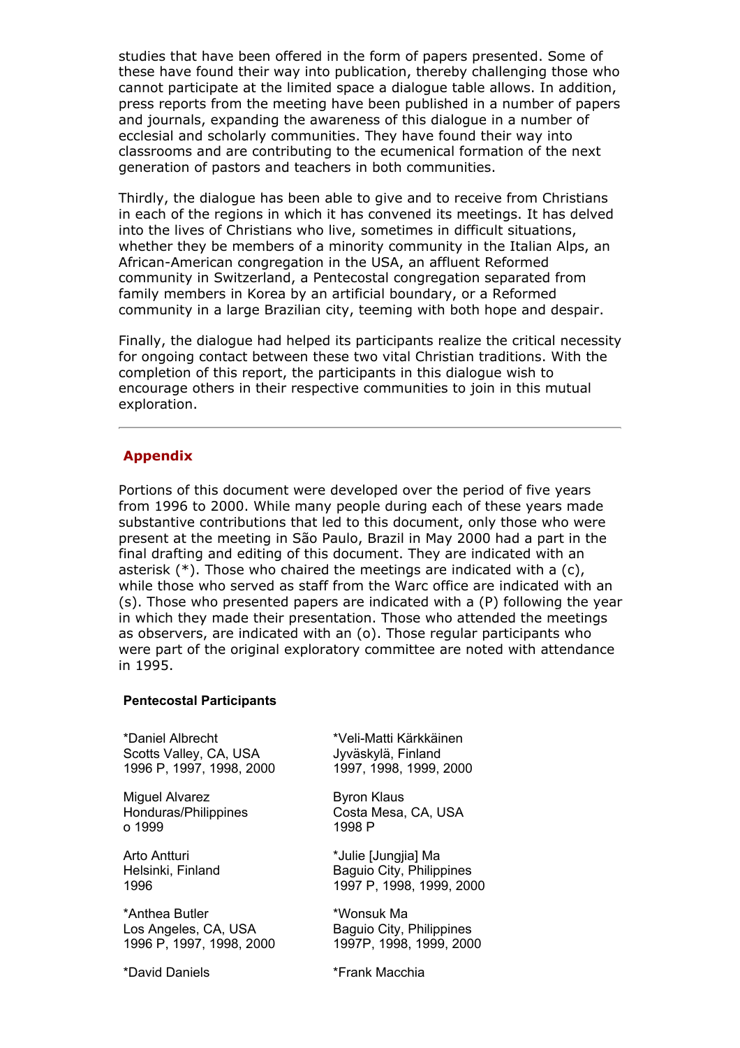studies that have been offered in the form of papers presented. Some of these have found their way into publication, thereby challenging those who cannot participate at the limited space a dialogue table allows. In addition, press reports from the meeting have been published in a number of papers and journals, expanding the awareness of this dialogue in a number of ecclesial and scholarly communities. They have found their way into classrooms and are contributing to the ecumenical formation of the next generation of pastors and teachers in both communities.

Thirdly, the dialogue has been able to give and to receive from Christians in each of the regions in which it has convened its meetings. It has delved into the lives of Christians who live, sometimes in difficult situations, whether they be members of a minority community in the Italian Alps, an African-American congregation in the USA, an affluent Reformed community in Switzerland, a Pentecostal congregation separated from family members in Korea by an artificial boundary, or a Reformed community in a large Brazilian city, teeming with both hope and despair.

Finally, the dialogue had helped its participants realize the critical necessity for ongoing contact between these two vital Christian traditions. With the completion of this report, the participants in this dialogue wish to encourage others in their respective communities to join in this mutual exploration.

---

## Appendix

Portions of this document were developed over the period of five years from 1996 to 2000. While many people during each of these years made substantive contributions that led to this document, only those who were present at the meeting in São Paulo, Brazil in May 2000 had a part in the final drafting and editing of this document. They are indicated with an asterisk (*). Those who chaired the meetings are indicated with a (c), while those who served as staff from the Warc office are indicated with an (s). Those who presented papers are indicated with a (P) following the year in which they made their presentation. Those who attended the meetings as observers, are indicated with an (o). Those regular participants who were part of the original exploratory committee are noted with attendance in 1995.

**Pentecostal Participants**

*Daniel Albrecht
Scotts Valley, CA, USA
1996 P, 1997, 1998, 2000

Miguel Alvarez
Honduras/Philippines
o 1999

Arto Antturi
Helsinki, Finland
1996

*Anthea Butler
Los Angeles, CA, USA
1996 P, 1997, 1998, 2000

*David Daniels

*Veli-Matti Kärkkäinen
Jyväskylä, Finland
1997, 1998, 1999, 2000

Byron Klaus
Costa Mesa, CA, USA
1998 P

*Julie [Jungjia] Ma
Baguio City, Philippines
1997 P, 1998, 1999, 2000

*Wonsuk Ma
Baguio City, Philippines
1997P, 1998, 1999, 2000

*Frank Macchia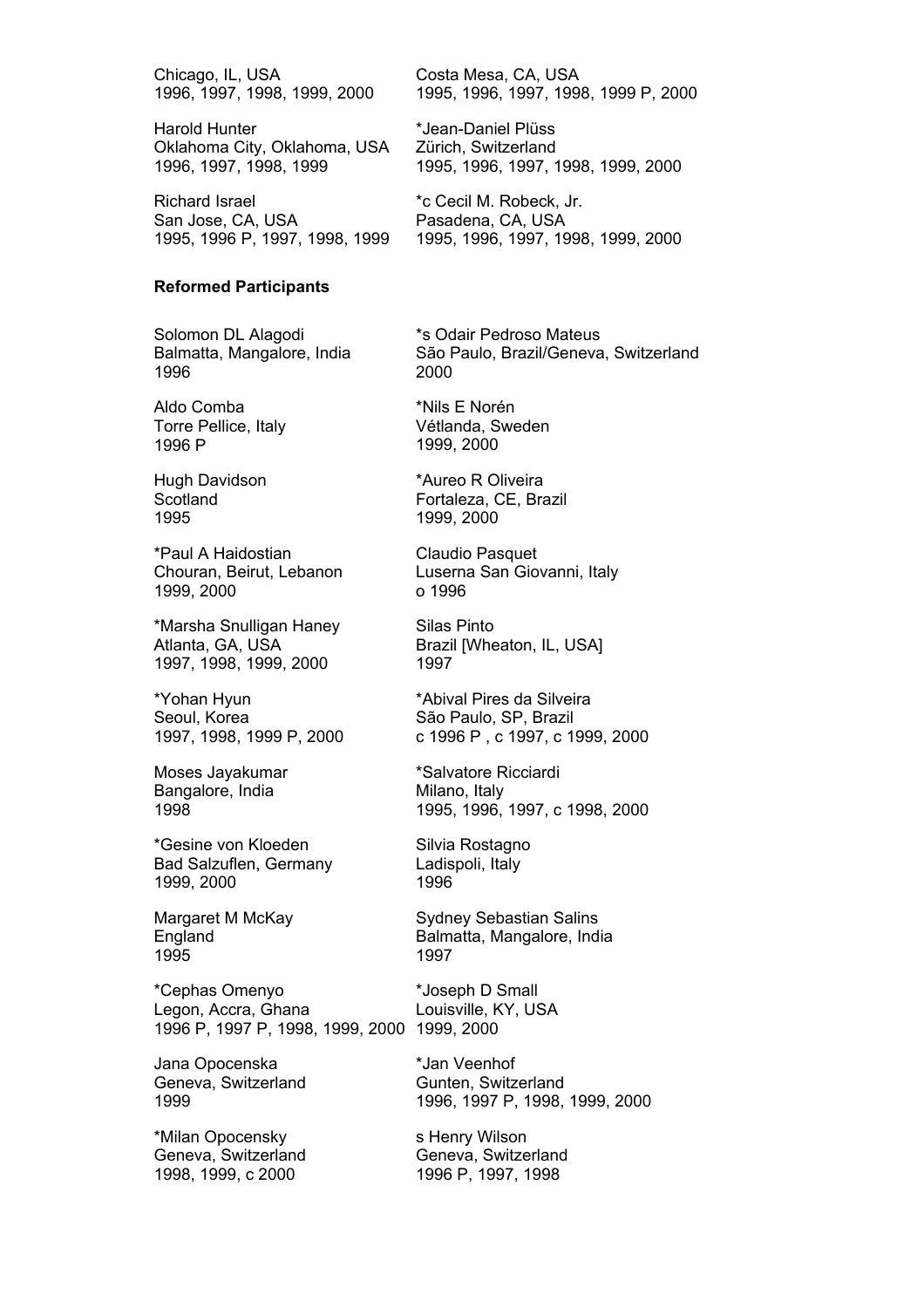Chicago, IL, USA
1996, 1997, 1998, 1999, 2000

Harold Hunter
Oklahoma City, Oklahoma, USA
1996, 1997, 1998, 1999

Richard Israel
San Jose, CA, USA
1995, 1996 P, 1997, 1998, 1999

Costa Mesa, CA, USA
1995, 1996, 1997, 1998, 1999 P, 2000

*Jean-Daniel Plüss
Zürich, Switzerland
1995, 1996, 1997, 1998, 1999, 2000

*c Cecil M. Robeck, Jr.
Pasadena, CA, USA
1995, 1996, 1997, 1998, 1999, 2000

**Reformed Participants**

Solomon DL Alagodi
Balmatta, Mangalore, India
1996

Aldo Comba
Torre Pellice, Italy
1996 P

Hugh Davidson
Scotland
1995

*Paul A Haidostian
Chouran, Beirut, Lebanon
1999, 2000

*Marsha Snulligan Haney
Atlanta, GA, USA
1997, 1998, 1999, 2000

*Yohan Hyun
Seoul, Korea
1997, 1998, 1999 P, 2000

Moses Jayakumar
Bangalore, India
1998

*Gesine von Kloeden
Bad Salzuflen, Germany
1999, 2000

Margaret M McKay
England
1995

*Cephas Omenyo
Legon, Accra, Ghana
1996 P, 1997 P, 1998, 1999, 2000

Jana Opocenska
Geneva, Switzerland
1999

*Milan Opocensky
Geneva, Switzerland
1998, 1999, c 2000

*s Odair Pedroso Mateus
São Paulo, Brazil/Geneva, Switzerland
2000

*Nils E Norén
Vétlanda, Sweden
1999, 2000

*Aureo R Oliveira
Fortaleza, CE, Brazil
1999, 2000

Claudio Pasquet
Luserna San Giovanni, Italy
o 1996

Silas Pinto
Brazil [Wheaton, IL, USA]
1997

*Abival Pires da Silveira
São Paulo, SP, Brazil
c 1996 P , c 1997, c 1999, 2000

*Salvatore Ricciardi
Milano, Italy
1995, 1996, 1997, c 1998, 2000

Silvia Rostagno
Ladispoli, Italy
1996

Sydney Sebastian Salins
Balmatta, Mangalore, India
1997

*Joseph D Small
Louisville, KY, USA
1999, 2000

*Jan Veenhof
Gunten, Switzerland
1996, 1997 P, 1998, 1999, 2000

s Henry Wilson
Geneva, Switzerland
1996 P, 1997, 1998